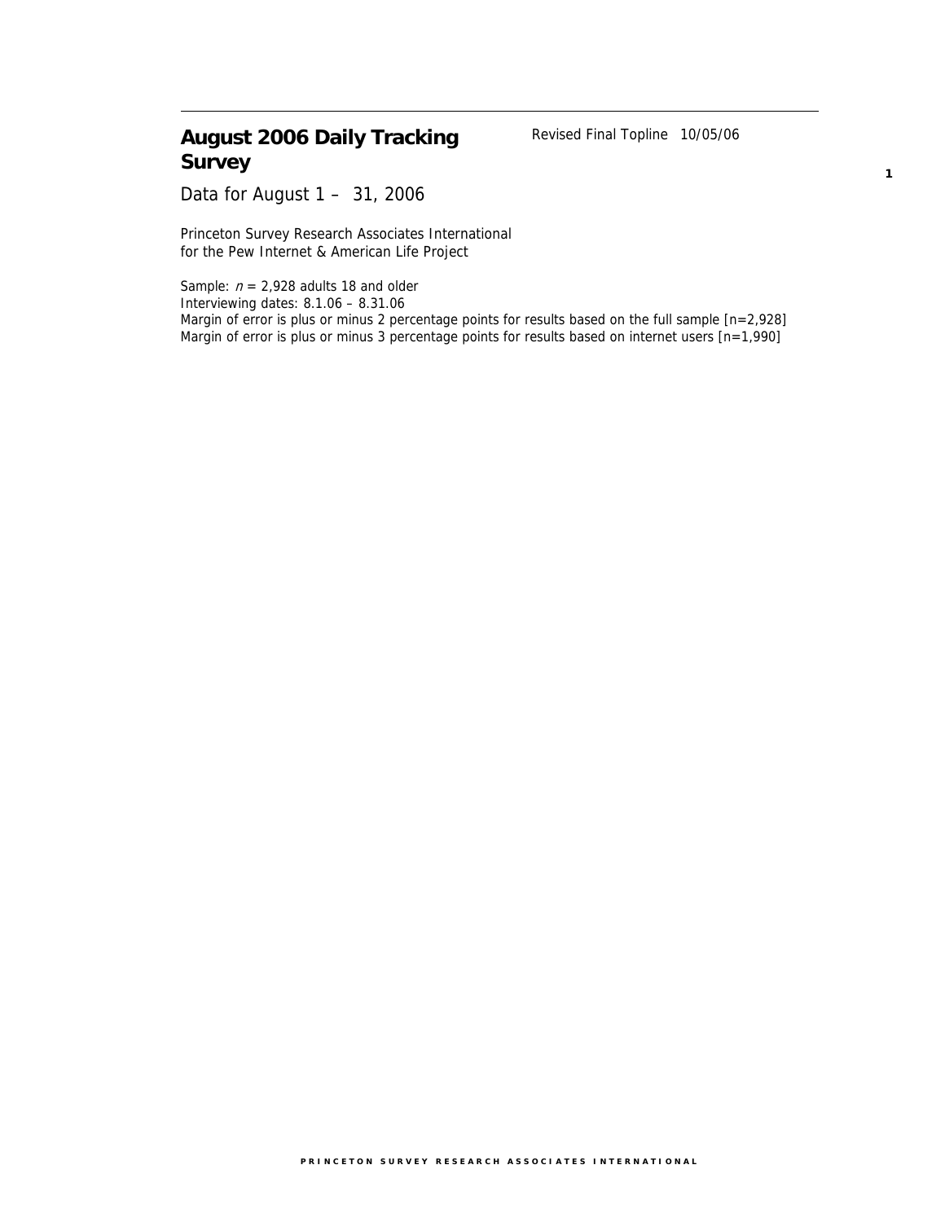# August 2006 Daily Tracking Survey

Revised Final Topline 10/05/06

Data for August 1 – 31, 2006

Princeton Survey Research Associates International
for the Pew Internet & American Life Project

Sample: *n* = 2,928 adults 18 and older
Interviewing dates: 8.1.06 – 8.31.06
Margin of error is plus or minus 2 percentage points for results based on the full sample [n=2,928]
Margin of error is plus or minus 3 percentage points for results based on internet users [n=1,990]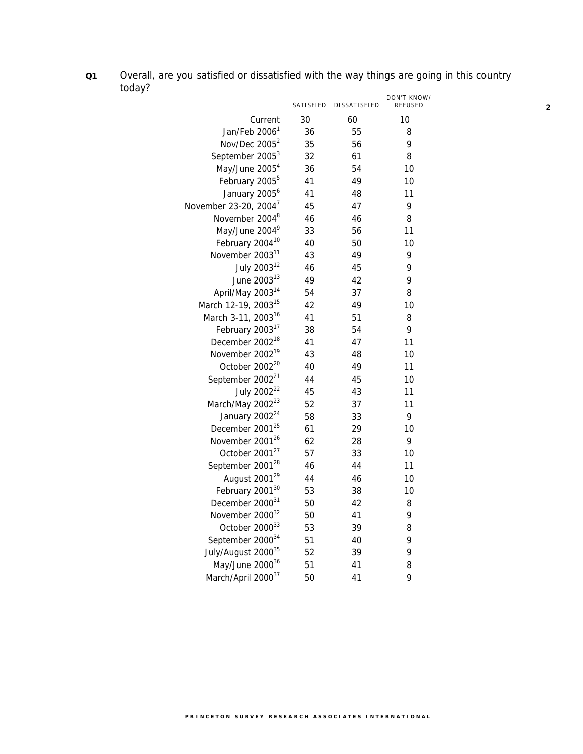**Q1** Overall, are you satisfied or dissatisfied with the way things are going in this country today?

| | SATISFIED | DISSATISFIED | DON'T KNOW/ REFUSED |
|---|---|---|---|
| Current | 30 | 60 | 10 |
| Jan/Feb 2006[1] | 36 | 55 | 8 |
| Nov/Dec 2005[2] | 35 | 56 | 9 |
| September 2005[3] | 32 | 61 | 8 |
| May/June 2005[4] | 36 | 54 | 10 |
| February 2005[5] | 41 | 49 | 10 |
| January 2005[6] | 41 | 48 | 11 |
| November 23-20, 2004[7] | 45 | 47 | 9 |
| November 2004[8] | 46 | 46 | 8 |
| May/June 2004[9] | 33 | 56 | 11 |
| February 2004[10] | 40 | 50 | 10 |
| November 2003[11] | 43 | 49 | 9 |
| July 2003[12] | 46 | 45 | 9 |
| June 2003[13] | 49 | 42 | 9 |
| April/May 2003[14] | 54 | 37 | 8 |
| March 12-19, 2003[15] | 42 | 49 | 10 |
| March 3-11, 2003[16] | 41 | 51 | 8 |
| February 2003[17] | 38 | 54 | 9 |
| December 2002[18] | 41 | 47 | 11 |
| November 2002[19] | 43 | 48 | 10 |
| October 2002[20] | 40 | 49 | 11 |
| September 2002[21] | 44 | 45 | 10 |
| July 2002[22] | 45 | 43 | 11 |
| March/May 2002[23] | 52 | 37 | 11 |
| January 2002[24] | 58 | 33 | 9 |
| December 2001[25] | 61 | 29 | 10 |
| November 2001[26] | 62 | 28 | 9 |
| October 2001[27] | 57 | 33 | 10 |
| September 2001[28] | 46 | 44 | 11 |
| August 2001[29] | 44 | 46 | 10 |
| February 2001[30] | 53 | 38 | 10 |
| December 2000[31] | 50 | 42 | 8 |
| November 2000[32] | 50 | 41 | 9 |
| October 2000[33] | 53 | 39 | 8 |
| September 2000[34] | 51 | 40 | 9 |
| July/August 2000[35] | 52 | 39 | 9 |
| May/June 2000[36] | 51 | 41 | 8 |
| March/April 2000[37] | 50 | 41 | 9 |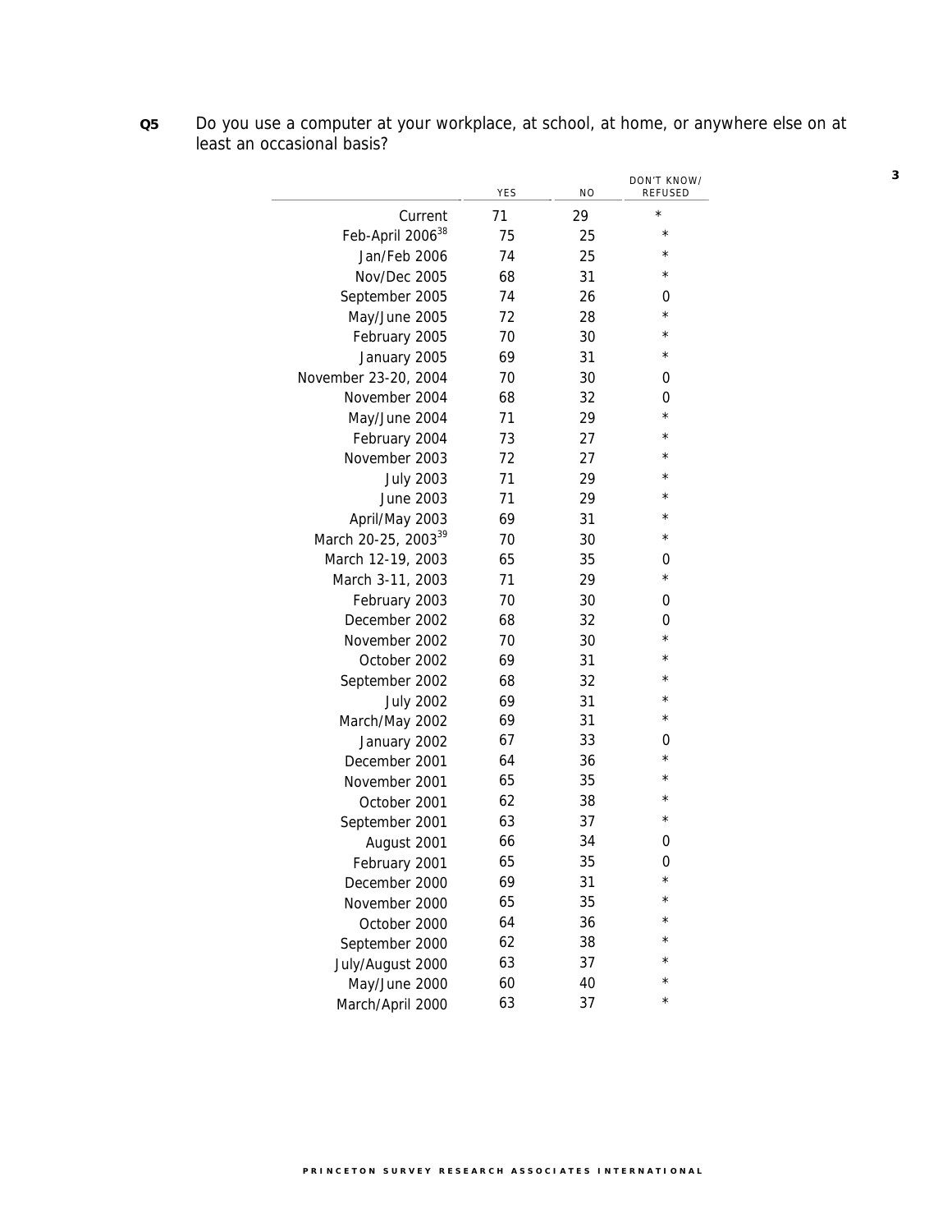**Q5** Do you use a computer at your workplace, at school, at home, or anywhere else on at least an occasional basis?

| | YES | NO | DON'T KNOW/ REFUSED |
|---|---|---|---|
| Current | 71 | 29 | * |
| Feb-April 2006[38] | 75 | 25 | * |
| Jan/Feb 2006 | 74 | 25 | * |
| Nov/Dec 2005 | 68 | 31 | * |
| September 2005 | 74 | 26 | 0 |
| May/June 2005 | 72 | 28 | * |
| February 2005 | 70 | 30 | * |
| January 2005 | 69 | 31 | * |
| November 23-20, 2004 | 70 | 30 | 0 |
| November 2004 | 68 | 32 | 0 |
| May/June 2004 | 71 | 29 | * |
| February 2004 | 73 | 27 | * |
| November 2003 | 72 | 27 | * |
| July 2003 | 71 | 29 | * |
| June 2003 | 71 | 29 | * |
| April/May 2003 | 69 | 31 | * |
| March 20-25, 2003[39] | 70 | 30 | * |
| March 12-19, 2003 | 65 | 35 | 0 |
| March 3-11, 2003 | 71 | 29 | * |
| February 2003 | 70 | 30 | 0 |
| December 2002 | 68 | 32 | 0 |
| November 2002 | 70 | 30 | * |
| October 2002 | 69 | 31 | * |
| September 2002 | 68 | 32 | * |
| July 2002 | 69 | 31 | * |
| March/May 2002 | 69 | 31 | * |
| January 2002 | 67 | 33 | 0 |
| December 2001 | 64 | 36 | * |
| November 2001 | 65 | 35 | * |
| October 2001 | 62 | 38 | * |
| September 2001 | 63 | 37 | * |
| August 2001 | 66 | 34 | 0 |
| February 2001 | 65 | 35 | 0 |
| December 2000 | 69 | 31 | * |
| November 2000 | 65 | 35 | * |
| October 2000 | 64 | 36 | * |
| September 2000 | 62 | 38 | * |
| July/August 2000 | 63 | 37 | * |
| May/June 2000 | 60 | 40 | * |
| March/April 2000 | 63 | 37 | * |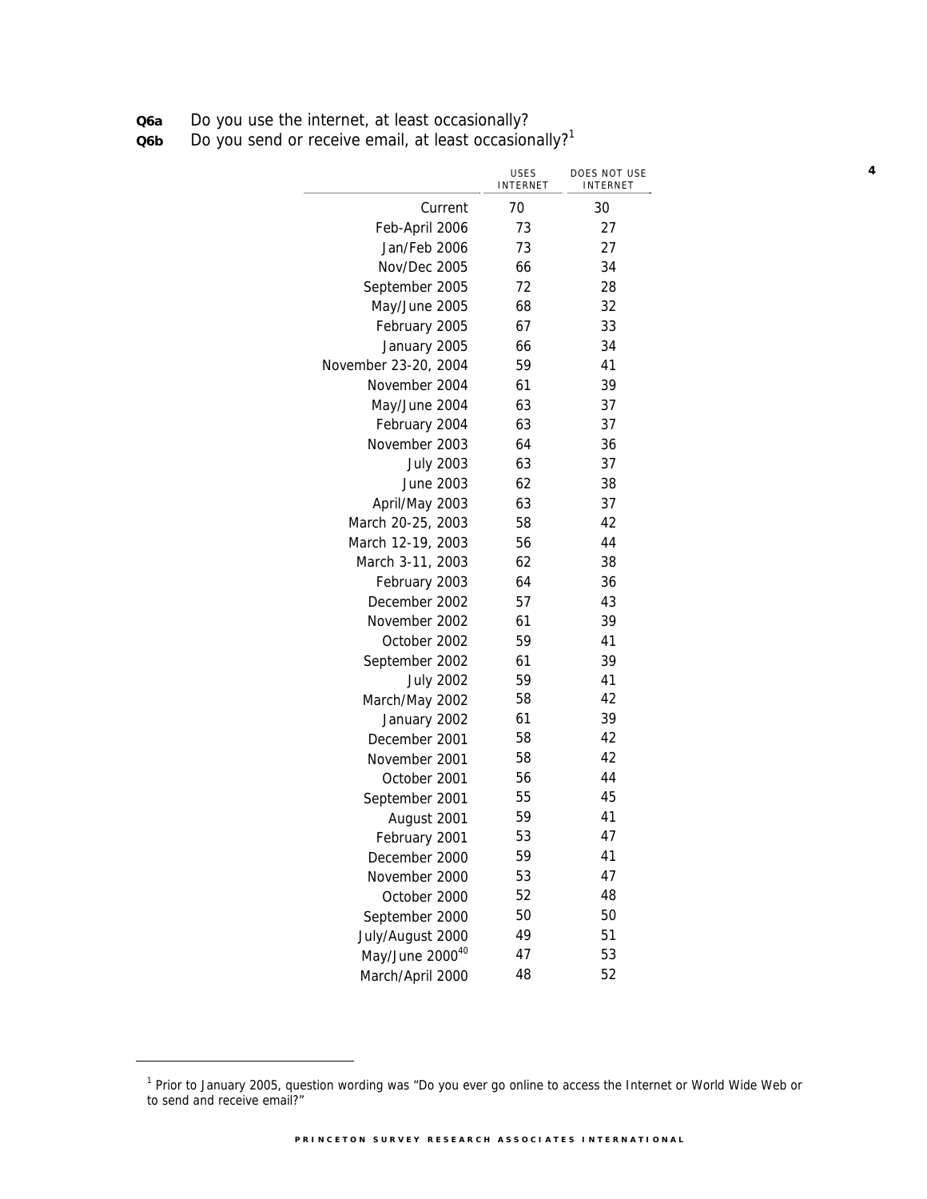**Q6a** Do you use the internet, at least occasionally?
**Q6b** Do you send or receive email, at least occasionally?[1]

| | USES INTERNET | DOES NOT USE INTERNET |
|---|---|---|
| Current | 70 | 30 |
| Feb-April 2006 | 73 | 27 |
| Jan/Feb 2006 | 73 | 27 |
| Nov/Dec 2005 | 66 | 34 |
| September 2005 | 72 | 28 |
| May/June 2005 | 68 | 32 |
| February 2005 | 67 | 33 |
| January 2005 | 66 | 34 |
| November 23-20, 2004 | 59 | 41 |
| November 2004 | 61 | 39 |
| May/June 2004 | 63 | 37 |
| February 2004 | 63 | 37 |
| November 2003 | 64 | 36 |
| July 2003 | 63 | 37 |
| June 2003 | 62 | 38 |
| April/May 2003 | 63 | 37 |
| March 20-25, 2003 | 58 | 42 |
| March 12-19, 2003 | 56 | 44 |
| March 3-11, 2003 | 62 | 38 |
| February 2003 | 64 | 36 |
| December 2002 | 57 | 43 |
| November 2002 | 61 | 39 |
| October 2002 | 59 | 41 |
| September 2002 | 61 | 39 |
| July 2002 | 59 | 41 |
| March/May 2002 | 58 | 42 |
| January 2002 | 61 | 39 |
| December 2001 | 58 | 42 |
| November 2001 | 58 | 42 |
| October 2001 | 56 | 44 |
| September 2001 | 55 | 45 |
| August 2001 | 59 | 41 |
| February 2001 | 53 | 47 |
| December 2000 | 59 | 41 |
| November 2000 | 53 | 47 |
| October 2000 | 52 | 48 |
| September 2000 | 50 | 50 |
| July/August 2000 | 49 | 51 |
| May/June 2000[40] | 47 | 53 |
| March/April 2000 | 48 | 52 |

[1] Prior to January 2005, question wording was "Do you ever go online to access the Internet or World Wide Web or to send and receive email?"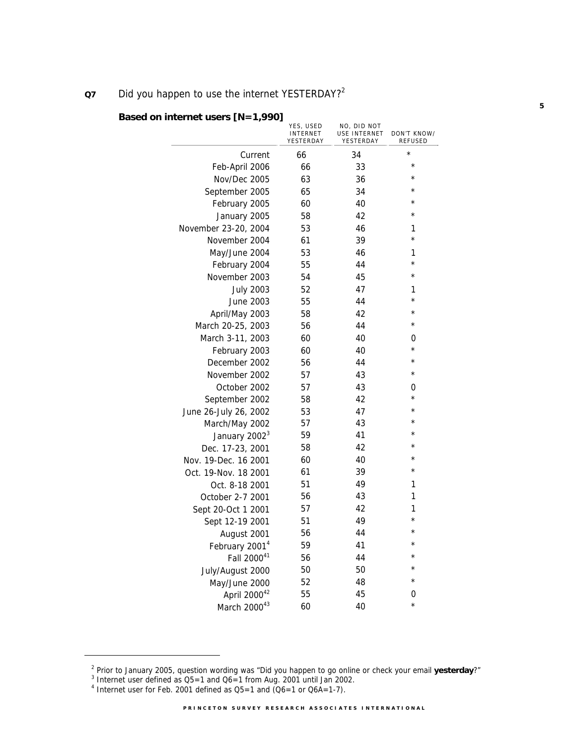**Q7** Did you happen to use the internet YESTERDAY?[2]

**Based on internet users [N=1,990]**

| | YES, USED INTERNET YESTERDAY | NO, DID NOT USE INTERNET YESTERDAY | DON'T KNOW/ REFUSED |
|---|---|---|---|
| Current | 66 | 34 | * |
| Feb-April 2006 | 66 | 33 | * |
| Nov/Dec 2005 | 63 | 36 | * |
| September 2005 | 65 | 34 | * |
| February 2005 | 60 | 40 | * |
| January 2005 | 58 | 42 | * |
| November 23-20, 2004 | 53 | 46 | 1 |
| November 2004 | 61 | 39 | * |
| May/June 2004 | 53 | 46 | 1 |
| February 2004 | 55 | 44 | * |
| November 2003 | 54 | 45 | * |
| July 2003 | 52 | 47 | 1 |
| June 2003 | 55 | 44 | * |
| April/May 2003 | 58 | 42 | * |
| March 20-25, 2003 | 56 | 44 | * |
| March 3-11, 2003 | 60 | 40 | 0 |
| February 2003 | 60 | 40 | * |
| December 2002 | 56 | 44 | * |
| November 2002 | 57 | 43 | * |
| October 2002 | 57 | 43 | 0 |
| September 2002 | 58 | 42 | * |
| June 26-July 26, 2002 | 53 | 47 | * |
| March/May 2002 | 57 | 43 | * |
| January 2002[3] | 59 | 41 | * |
| Dec. 17-23, 2001 | 58 | 42 | * |
| Nov. 19-Dec. 16 2001 | 60 | 40 | * |
| Oct. 19-Nov. 18 2001 | 61 | 39 | * |
| Oct. 8-18 2001 | 51 | 49 | 1 |
| October 2-7 2001 | 56 | 43 | 1 |
| Sept 20-Oct 1 2001 | 57 | 42 | 1 |
| Sept 12-19 2001 | 51 | 49 | * |
| August 2001 | 56 | 44 | * |
| February 2001[4] | 59 | 41 | * |
| Fall 2000[41] | 56 | 44 | * |
| July/August 2000 | 50 | 50 | * |
| May/June 2000 | 52 | 48 | * |
| April 2000[42] | 55 | 45 | 0 |
| March 2000[43] | 60 | 40 | * |

[2] Prior to January 2005, question wording was "Did you happen to go online or check your email **yesterday**?"
[3] Internet user defined as Q5=1 and Q6=1 from Aug. 2001 until Jan 2002.
[4] Internet user for Feb. 2001 defined as Q5=1 and (Q6=1 or Q6A=1-7).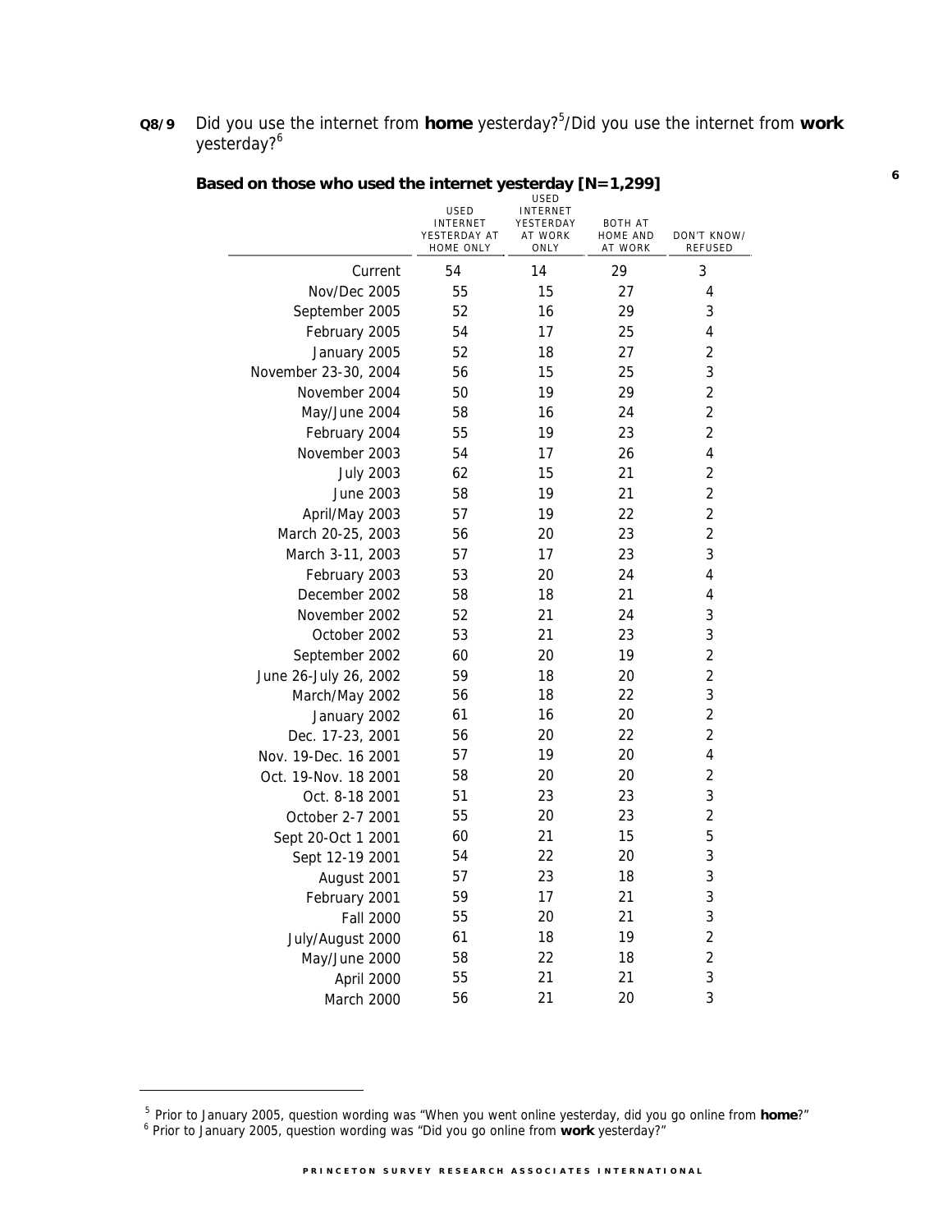**Q8/9** Did you use the internet from **home** yesterday?[5]/Did you use the internet from **work** yesterday?[6]

**Based on those who used the internet yesterday [N=1,299]**

| | USED INTERNET YESTERDAY AT HOME ONLY | USED INTERNET YESTERDAY AT WORK ONLY | BOTH AT HOME AND AT WORK | DON'T KNOW/ REFUSED |
|---|---|---|---|---|
| Current | 54 | 14 | 29 | 3 |
| Nov/Dec 2005 | 55 | 15 | 27 | 4 |
| September 2005 | 52 | 16 | 29 | 3 |
| February 2005 | 54 | 17 | 25 | 4 |
| January 2005 | 52 | 18 | 27 | 2 |
| November 23-30, 2004 | 56 | 15 | 25 | 3 |
| November 2004 | 50 | 19 | 29 | 2 |
| May/June 2004 | 58 | 16 | 24 | 2 |
| February 2004 | 55 | 19 | 23 | 2 |
| November 2003 | 54 | 17 | 26 | 4 |
| July 2003 | 62 | 15 | 21 | 2 |
| June 2003 | 58 | 19 | 21 | 2 |
| April/May 2003 | 57 | 19 | 22 | 2 |
| March 20-25, 2003 | 56 | 20 | 23 | 2 |
| March 3-11, 2003 | 57 | 17 | 23 | 3 |
| February 2003 | 53 | 20 | 24 | 4 |
| December 2002 | 58 | 18 | 21 | 4 |
| November 2002 | 52 | 21 | 24 | 3 |
| October 2002 | 53 | 21 | 23 | 3 |
| September 2002 | 60 | 20 | 19 | 2 |
| June 26-July 26, 2002 | 59 | 18 | 20 | 2 |
| March/May 2002 | 56 | 18 | 22 | 3 |
| January 2002 | 61 | 16 | 20 | 2 |
| Dec. 17-23, 2001 | 56 | 20 | 22 | 2 |
| Nov. 19-Dec. 16 2001 | 57 | 19 | 20 | 4 |
| Oct. 19-Nov. 18 2001 | 58 | 20 | 20 | 2 |
| Oct. 8-18 2001 | 51 | 23 | 23 | 3 |
| October 2-7 2001 | 55 | 20 | 23 | 2 |
| Sept 20-Oct 1 2001 | 60 | 21 | 15 | 5 |
| Sept 12-19 2001 | 54 | 22 | 20 | 3 |
| August 2001 | 57 | 23 | 18 | 3 |
| February 2001 | 59 | 17 | 21 | 3 |
| Fall 2000 | 55 | 20 | 21 | 3 |
| July/August 2000 | 61 | 18 | 19 | 2 |
| May/June 2000 | 58 | 22 | 18 | 2 |
| April 2000 | 55 | 21 | 21 | 3 |
| March 2000 | 56 | 21 | 20 | 3 |

[5] Prior to January 2005, question wording was "When you went online yesterday, did you go online from **home**?"

[6] Prior to January 2005, question wording was "Did you go online from **work** yesterday?"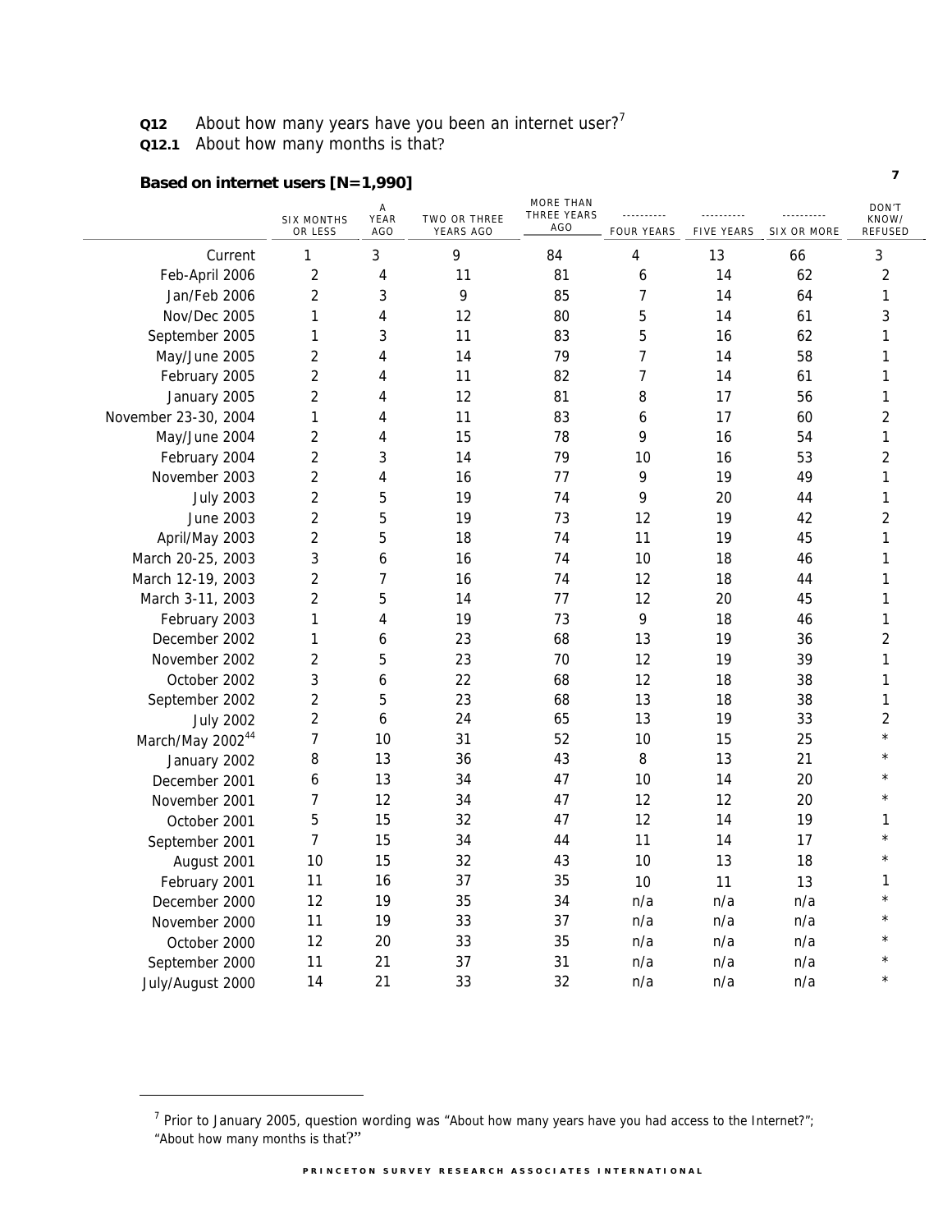**Q12** About how many years have you been an internet user?[7]

**Q12.1** About how many months is that?

**Based on internet users [N=1,990]**

| | SIX MONTHS OR LESS | A YEAR AGO | TWO OR THREE YEARS AGO | MORE THAN THREE YEARS AGO | ---------- FOUR YEARS | ---------- FIVE YEARS | ---------- SIX OR MORE | DON'T KNOW/ REFUSED |
|---|---|---|---|---|---|---|---|---|
| Current | 1 | 3 | 9 | 84 | 4 | 13 | 66 | 3 |
| Feb-April 2006 | 2 | 4 | 11 | 81 | 6 | 14 | 62 | 2 |
| Jan/Feb 2006 | 2 | 3 | 9 | 85 | 7 | 14 | 64 | 1 |
| Nov/Dec 2005 | 1 | 4 | 12 | 80 | 5 | 14 | 61 | 3 |
| September 2005 | 1 | 3 | 11 | 83 | 5 | 16 | 62 | 1 |
| May/June 2005 | 2 | 4 | 14 | 79 | 7 | 14 | 58 | 1 |
| February 2005 | 2 | 4 | 11 | 82 | 7 | 14 | 61 | 1 |
| January 2005 | 2 | 4 | 12 | 81 | 8 | 17 | 56 | 1 |
| November 23-30, 2004 | 1 | 4 | 11 | 83 | 6 | 17 | 60 | 2 |
| May/June 2004 | 2 | 4 | 15 | 78 | 9 | 16 | 54 | 1 |
| February 2004 | 2 | 3 | 14 | 79 | 10 | 16 | 53 | 2 |
| November 2003 | 2 | 4 | 16 | 77 | 9 | 19 | 49 | 1 |
| July 2003 | 2 | 5 | 19 | 74 | 9 | 20 | 44 | 1 |
| June 2003 | 2 | 5 | 19 | 73 | 12 | 19 | 42 | 2 |
| April/May 2003 | 2 | 5 | 18 | 74 | 11 | 19 | 45 | 1 |
| March 20-25, 2003 | 3 | 6 | 16 | 74 | 10 | 18 | 46 | 1 |
| March 12-19, 2003 | 2 | 7 | 16 | 74 | 12 | 18 | 44 | 1 |
| March 3-11, 2003 | 2 | 5 | 14 | 77 | 12 | 20 | 45 | 1 |
| February 2003 | 1 | 4 | 19 | 73 | 9 | 18 | 46 | 1 |
| December 2002 | 1 | 6 | 23 | 68 | 13 | 19 | 36 | 2 |
| November 2002 | 2 | 5 | 23 | 70 | 12 | 19 | 39 | 1 |
| October 2002 | 3 | 6 | 22 | 68 | 12 | 18 | 38 | 1 |
| September 2002 | 2 | 5 | 23 | 68 | 13 | 18 | 38 | 1 |
| July 2002 | 2 | 6 | 24 | 65 | 13 | 19 | 33 | 2 |
| March/May 2002[44] | 7 | 10 | 31 | 52 | 10 | 15 | 25 | * |
| January 2002 | 8 | 13 | 36 | 43 | 8 | 13 | 21 | * |
| December 2001 | 6 | 13 | 34 | 47 | 10 | 14 | 20 | * |
| November 2001 | 7 | 12 | 34 | 47 | 12 | 12 | 20 | * |
| October 2001 | 5 | 15 | 32 | 47 | 12 | 14 | 19 | 1 |
| September 2001 | 7 | 15 | 34 | 44 | 11 | 14 | 17 | * |
| August 2001 | 10 | 15 | 32 | 43 | 10 | 13 | 18 | * |
| February 2001 | 11 | 16 | 37 | 35 | 10 | 11 | 13 | 1 |
| December 2000 | 12 | 19 | 35 | 34 | n/a | n/a | n/a | * |
| November 2000 | 11 | 19 | 33 | 37 | n/a | n/a | n/a | * |
| October 2000 | 12 | 20 | 33 | 35 | n/a | n/a | n/a | * |
| September 2000 | 11 | 21 | 37 | 31 | n/a | n/a | n/a | * |
| July/August 2000 | 14 | 21 | 33 | 32 | n/a | n/a | n/a | * |

[7] Prior to January 2005, question wording was "About how many years have you had access to the Internet?"; "About how many months is that?"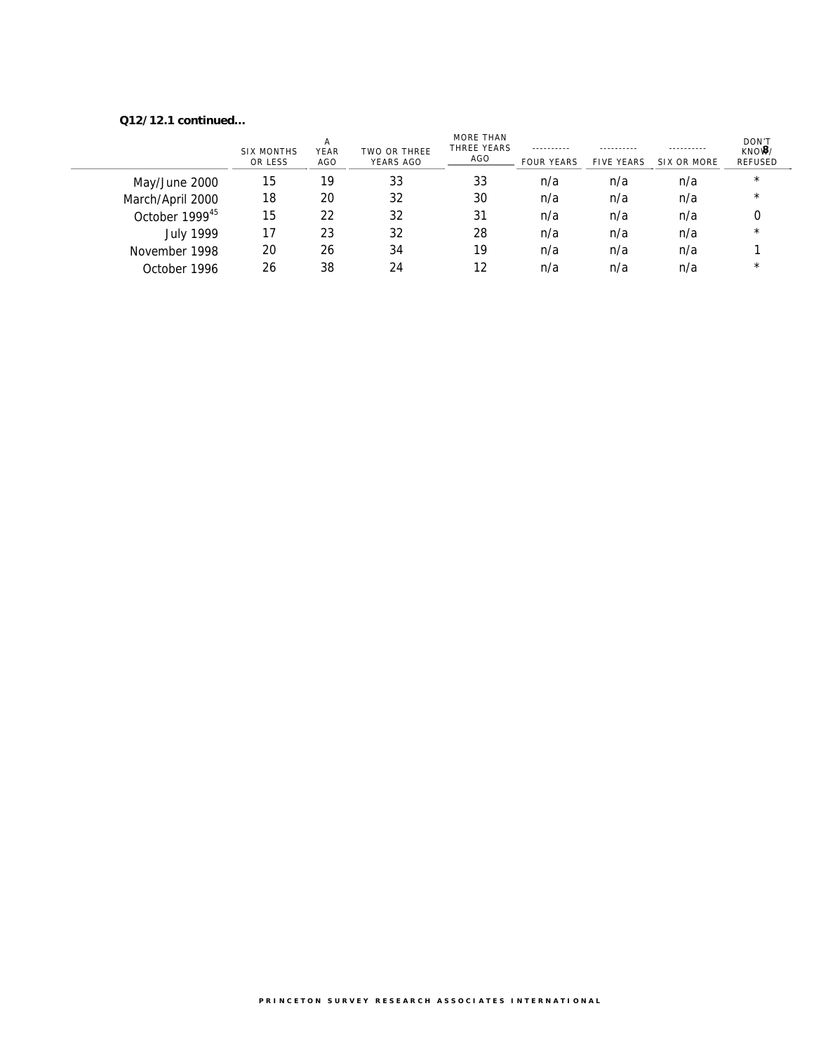**Q12/12.1 continued...**

| | SIX MONTHS OR LESS | A YEAR AGO | TWO OR THREE YEARS AGO | MORE THAN THREE YEARS AGO | ---------- FOUR YEARS | ---------- FIVE YEARS | ---------- SIX OR MORE | DON'T KNOW/ REFUSED |
|---|---|---|---|---|---|---|---|---|
| May/June 2000 | 15 | 19 | 33 | 33 | n/a | n/a | n/a | * |
| March/April 2000 | 18 | 20 | 32 | 30 | n/a | n/a | n/a | * |
| October 1999[45] | 15 | 22 | 32 | 31 | n/a | n/a | n/a | 0 |
| July 1999 | 17 | 23 | 32 | 28 | n/a | n/a | n/a | * |
| November 1998 | 20 | 26 | 34 | 19 | n/a | n/a | n/a | 1 |
| October 1996 | 26 | 38 | 24 | 12 | n/a | n/a | n/a | * |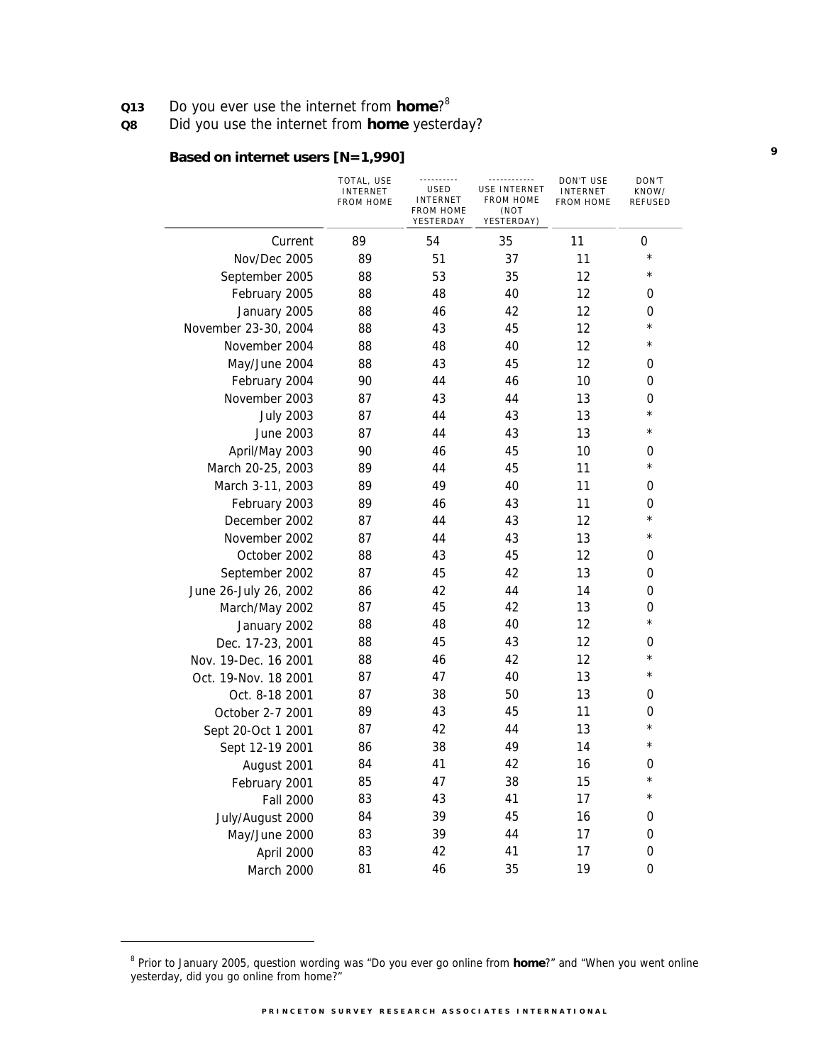**Q13** Do you ever use the internet from **home**?[8]

**Q8** Did you use the internet from **home** yesterday?

**Based on internet users [N=1,990]**

| | TOTAL, USE INTERNET FROM HOME | USED INTERNET FROM HOME YESTERDAY | USE INTERNET FROM HOME (NOT YESTERDAY) | DON'T USE INTERNET FROM HOME | DON'T KNOW/ REFUSED |
|---|---|---|---|---|---|
| Current | 89 | 54 | 35 | 11 | 0 |
| Nov/Dec 2005 | 89 | 51 | 37 | 11 | * |
| September 2005 | 88 | 53 | 35 | 12 | * |
| February 2005 | 88 | 48 | 40 | 12 | 0 |
| January 2005 | 88 | 46 | 42 | 12 | 0 |
| November 23-30, 2004 | 88 | 43 | 45 | 12 | * |
| November 2004 | 88 | 48 | 40 | 12 | * |
| May/June 2004 | 88 | 43 | 45 | 12 | 0 |
| February 2004 | 90 | 44 | 46 | 10 | 0 |
| November 2003 | 87 | 43 | 44 | 13 | 0 |
| July 2003 | 87 | 44 | 43 | 13 | * |
| June 2003 | 87 | 44 | 43 | 13 | * |
| April/May 2003 | 90 | 46 | 45 | 10 | 0 |
| March 20-25, 2003 | 89 | 44 | 45 | 11 | * |
| March 3-11, 2003 | 89 | 49 | 40 | 11 | 0 |
| February 2003 | 89 | 46 | 43 | 11 | 0 |
| December 2002 | 87 | 44 | 43 | 12 | * |
| November 2002 | 87 | 44 | 43 | 13 | * |
| October 2002 | 88 | 43 | 45 | 12 | 0 |
| September 2002 | 87 | 45 | 42 | 13 | 0 |
| June 26-July 26, 2002 | 86 | 42 | 44 | 14 | 0 |
| March/May 2002 | 87 | 45 | 42 | 13 | 0 |
| January 2002 | 88 | 48 | 40 | 12 | * |
| Dec. 17-23, 2001 | 88 | 45 | 43 | 12 | 0 |
| Nov. 19-Dec. 16 2001 | 88 | 46 | 42 | 12 | * |
| Oct. 19-Nov. 18 2001 | 87 | 47 | 40 | 13 | * |
| Oct. 8-18 2001 | 87 | 38 | 50 | 13 | 0 |
| October 2-7 2001 | 89 | 43 | 45 | 11 | 0 |
| Sept 20-Oct 1 2001 | 87 | 42 | 44 | 13 | * |
| Sept 12-19 2001 | 86 | 38 | 49 | 14 | * |
| August 2001 | 84 | 41 | 42 | 16 | 0 |
| February 2001 | 85 | 47 | 38 | 15 | * |
| Fall 2000 | 83 | 43 | 41 | 17 | * |
| July/August 2000 | 84 | 39 | 45 | 16 | 0 |
| May/June 2000 | 83 | 39 | 44 | 17 | 0 |
| April 2000 | 83 | 42 | 41 | 17 | 0 |
| March 2000 | 81 | 46 | 35 | 19 | 0 |

[8] Prior to January 2005, question wording was "Do you ever go online from **home**?" and "When you went online yesterday, did you go online from home?"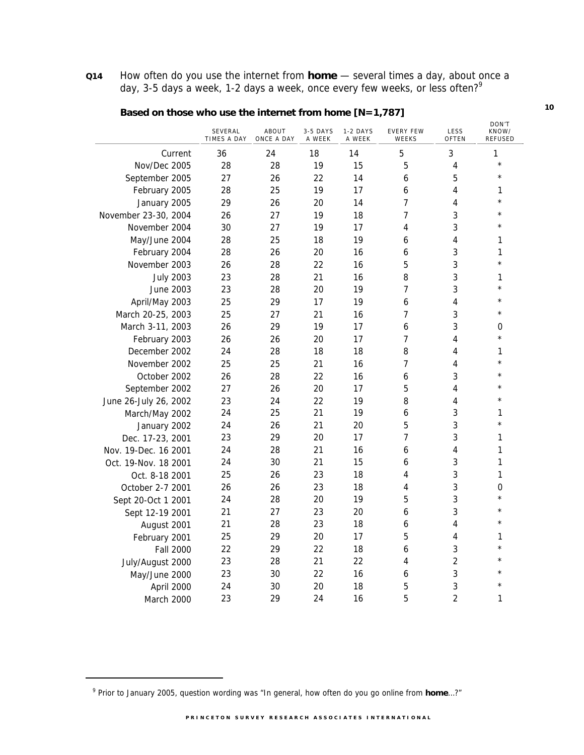**Q14** How often do you use the internet from **home** — several times a day, about once a day, 3-5 days a week, 1-2 days a week, once every few weeks, or less often?[9]

**Based on those who use the internet from home [N=1,787]**

| | SEVERAL TIMES A DAY | ABOUT ONCE A DAY | 3-5 DAYS A WEEK | 1-2 DAYS A WEEK | EVERY FEW WEEKS | LESS OFTEN | DON'T KNOW/ REFUSED |
|---|---|---|---|---|---|---|---|
| Current | 36 | 24 | 18 | 14 | 5 | 3 | 1 |
| Nov/Dec 2005 | 28 | 28 | 19 | 15 | 5 | 4 | * |
| September 2005 | 27 | 26 | 22 | 14 | 6 | 5 | * |
| February 2005 | 28 | 25 | 19 | 17 | 6 | 4 | 1 |
| January 2005 | 29 | 26 | 20 | 14 | 7 | 4 | * |
| November 23-30, 2004 | 26 | 27 | 19 | 18 | 7 | 3 | * |
| November 2004 | 30 | 27 | 19 | 17 | 4 | 3 | * |
| May/June 2004 | 28 | 25 | 18 | 19 | 6 | 4 | 1 |
| February 2004 | 28 | 26 | 20 | 16 | 6 | 3 | 1 |
| November 2003 | 26 | 28 | 22 | 16 | 5 | 3 | * |
| July 2003 | 23 | 28 | 21 | 16 | 8 | 3 | 1 |
| June 2003 | 23 | 28 | 20 | 19 | 7 | 3 | * |
| April/May 2003 | 25 | 29 | 17 | 19 | 6 | 4 | * |
| March 20-25, 2003 | 25 | 27 | 21 | 16 | 7 | 3 | * |
| March 3-11, 2003 | 26 | 29 | 19 | 17 | 6 | 3 | 0 |
| February 2003 | 26 | 26 | 20 | 17 | 7 | 4 | * |
| December 2002 | 24 | 28 | 18 | 18 | 8 | 4 | 1 |
| November 2002 | 25 | 25 | 21 | 16 | 7 | 4 | * |
| October 2002 | 26 | 28 | 22 | 16 | 6 | 3 | * |
| September 2002 | 27 | 26 | 20 | 17 | 5 | 4 | * |
| June 26-July 26, 2002 | 23 | 24 | 22 | 19 | 8 | 4 | * |
| March/May 2002 | 24 | 25 | 21 | 19 | 6 | 3 | 1 |
| January 2002 | 24 | 26 | 21 | 20 | 5 | 3 | * |
| Dec. 17-23, 2001 | 23 | 29 | 20 | 17 | 7 | 3 | 1 |
| Nov. 19-Dec. 16 2001 | 24 | 28 | 21 | 16 | 6 | 4 | 1 |
| Oct. 19-Nov. 18 2001 | 24 | 30 | 21 | 15 | 6 | 3 | 1 |
| Oct. 8-18 2001 | 25 | 26 | 23 | 18 | 4 | 3 | 1 |
| October 2-7 2001 | 26 | 26 | 23 | 18 | 4 | 3 | 0 |
| Sept 20-Oct 1 2001 | 24 | 28 | 20 | 19 | 5 | 3 | * |
| Sept 12-19 2001 | 21 | 27 | 23 | 20 | 6 | 3 | * |
| August 2001 | 21 | 28 | 23 | 18 | 6 | 4 | * |
| February 2001 | 25 | 29 | 20 | 17 | 5 | 4 | 1 |
| Fall 2000 | 22 | 29 | 22 | 18 | 6 | 3 | * |
| July/August 2000 | 23 | 28 | 21 | 22 | 4 | 2 | * |
| May/June 2000 | 23 | 30 | 22 | 16 | 6 | 3 | * |
| April 2000 | 24 | 30 | 20 | 18 | 5 | 3 | * |
| March 2000 | 23 | 29 | 24 | 16 | 5 | 2 | 1 |

[9] Prior to January 2005, question wording was "In general, how often do you go online from **home**...?"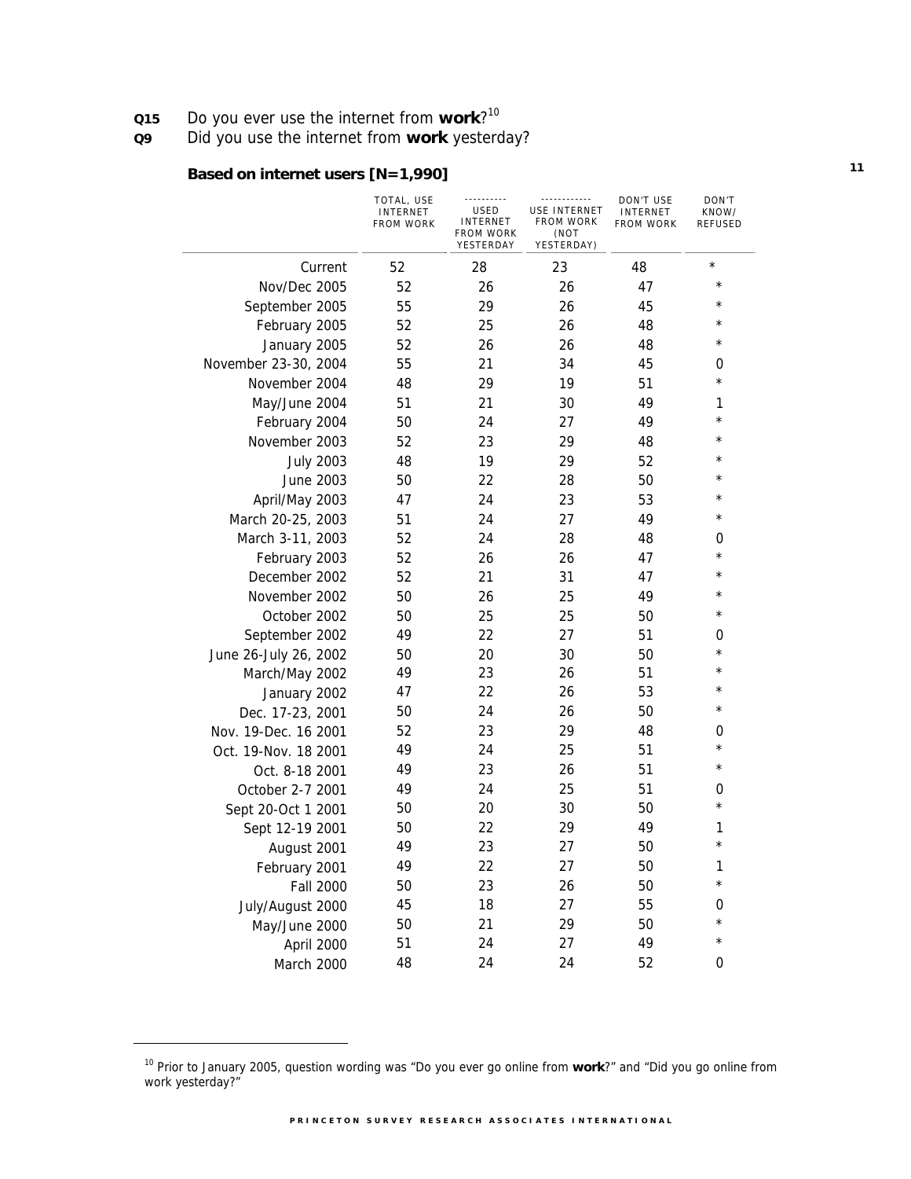**Q15** Do you ever use the internet from **work**?[10]

**Q9** Did you use the internet from **work** yesterday?

**Based on internet users [N=1,990]**

| | TOTAL, USE INTERNET FROM WORK | USED INTERNET FROM WORK YESTERDAY | USE INTERNET FROM WORK (NOT YESTERDAY) | DON'T USE INTERNET FROM WORK | DON'T KNOW/ REFUSED |
|---|---|---|---|---|---|
| Current | 52 | 28 | 23 | 48 | * |
| Nov/Dec 2005 | 52 | 26 | 26 | 47 | * |
| September 2005 | 55 | 29 | 26 | 45 | * |
| February 2005 | 52 | 25 | 26 | 48 | * |
| January 2005 | 52 | 26 | 26 | 48 | * |
| November 23-30, 2004 | 55 | 21 | 34 | 45 | 0 |
| November 2004 | 48 | 29 | 19 | 51 | * |
| May/June 2004 | 51 | 21 | 30 | 49 | 1 |
| February 2004 | 50 | 24 | 27 | 49 | * |
| November 2003 | 52 | 23 | 29 | 48 | * |
| July 2003 | 48 | 19 | 29 | 52 | * |
| June 2003 | 50 | 22 | 28 | 50 | * |
| April/May 2003 | 47 | 24 | 23 | 53 | * |
| March 20-25, 2003 | 51 | 24 | 27 | 49 | * |
| March 3-11, 2003 | 52 | 24 | 28 | 48 | 0 |
| February 2003 | 52 | 26 | 26 | 47 | * |
| December 2002 | 52 | 21 | 31 | 47 | * |
| November 2002 | 50 | 26 | 25 | 49 | * |
| October 2002 | 50 | 25 | 25 | 50 | * |
| September 2002 | 49 | 22 | 27 | 51 | 0 |
| June 26-July 26, 2002 | 50 | 20 | 30 | 50 | * |
| March/May 2002 | 49 | 23 | 26 | 51 | * |
| January 2002 | 47 | 22 | 26 | 53 | * |
| Dec. 17-23, 2001 | 50 | 24 | 26 | 50 | * |
| Nov. 19-Dec. 16 2001 | 52 | 23 | 29 | 48 | 0 |
| Oct. 19-Nov. 18 2001 | 49 | 24 | 25 | 51 | * |
| Oct. 8-18 2001 | 49 | 23 | 26 | 51 | * |
| October 2-7 2001 | 49 | 24 | 25 | 51 | 0 |
| Sept 20-Oct 1 2001 | 50 | 20 | 30 | 50 | * |
| Sept 12-19 2001 | 50 | 22 | 29 | 49 | 1 |
| August 2001 | 49 | 23 | 27 | 50 | * |
| February 2001 | 49 | 22 | 27 | 50 | 1 |
| Fall 2000 | 50 | 23 | 26 | 50 | * |
| July/August 2000 | 45 | 18 | 27 | 55 | 0 |
| May/June 2000 | 50 | 21 | 29 | 50 | * |
| April 2000 | 51 | 24 | 27 | 49 | * |
| March 2000 | 48 | 24 | 24 | 52 | 0 |

[10] Prior to January 2005, question wording was "Do you ever go online from **work**?" and "Did you go online from work yesterday?"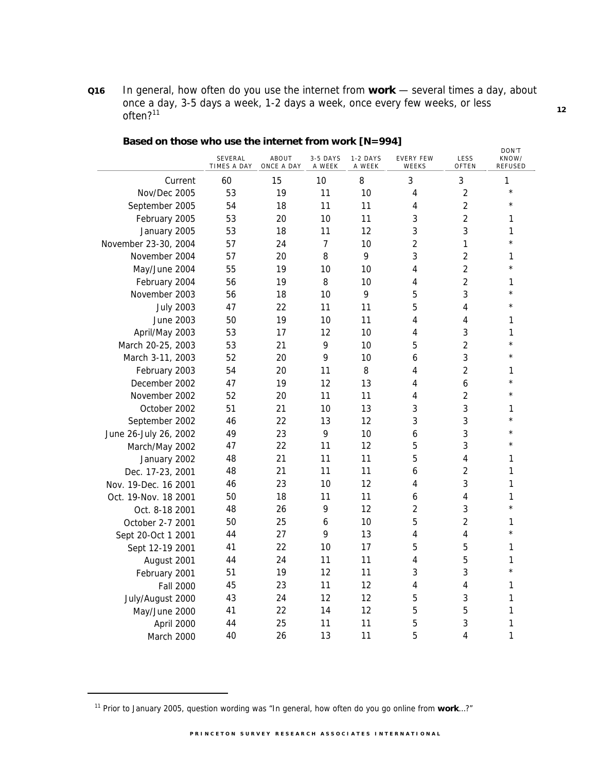**Q16** In general, how often do you use the internet from **work** — several times a day, about once a day, 3-5 days a week, 1-2 days a week, once every few weeks, or less often?[11]

**Based on those who use the internet from work [N=994]**

| | SEVERAL TIMES A DAY | ABOUT ONCE A DAY | 3-5 DAYS A WEEK | 1-2 DAYS A WEEK | EVERY FEW WEEKS | LESS OFTEN | DON'T KNOW/ REFUSED |
|---|---|---|---|---|---|---|---|
| Current | 60 | 15 | 10 | 8 | 3 | 3 | 1 |
| Nov/Dec 2005 | 53 | 19 | 11 | 10 | 4 | 2 | * |
| September 2005 | 54 | 18 | 11 | 11 | 4 | 2 | * |
| February 2005 | 53 | 20 | 10 | 11 | 3 | 2 | 1 |
| January 2005 | 53 | 18 | 11 | 12 | 3 | 3 | 1 |
| November 23-30, 2004 | 57 | 24 | 7 | 10 | 2 | 1 | * |
| November 2004 | 57 | 20 | 8 | 9 | 3 | 2 | 1 |
| May/June 2004 | 55 | 19 | 10 | 10 | 4 | 2 | * |
| February 2004 | 56 | 19 | 8 | 10 | 4 | 2 | 1 |
| November 2003 | 56 | 18 | 10 | 9 | 5 | 3 | * |
| July 2003 | 47 | 22 | 11 | 11 | 5 | 4 | * |
| June 2003 | 50 | 19 | 10 | 11 | 4 | 4 | 1 |
| April/May 2003 | 53 | 17 | 12 | 10 | 4 | 3 | 1 |
| March 20-25, 2003 | 53 | 21 | 9 | 10 | 5 | 2 | * |
| March 3-11, 2003 | 52 | 20 | 9 | 10 | 6 | 3 | * |
| February 2003 | 54 | 20 | 11 | 8 | 4 | 2 | 1 |
| December 2002 | 47 | 19 | 12 | 13 | 4 | 6 | * |
| November 2002 | 52 | 20 | 11 | 11 | 4 | 2 | * |
| October 2002 | 51 | 21 | 10 | 13 | 3 | 3 | 1 |
| September 2002 | 46 | 22 | 13 | 12 | 3 | 3 | * |
| June 26-July 26, 2002 | 49 | 23 | 9 | 10 | 6 | 3 | * |
| March/May 2002 | 47 | 22 | 11 | 12 | 5 | 3 | * |
| January 2002 | 48 | 21 | 11 | 11 | 5 | 4 | 1 |
| Dec. 17-23, 2001 | 48 | 21 | 11 | 11 | 6 | 2 | 1 |
| Nov. 19-Dec. 16 2001 | 46 | 23 | 10 | 12 | 4 | 3 | 1 |
| Oct. 19-Nov. 18 2001 | 50 | 18 | 11 | 11 | 6 | 4 | 1 |
| Oct. 8-18 2001 | 48 | 26 | 9 | 12 | 2 | 3 | * |
| October 2-7 2001 | 50 | 25 | 6 | 10 | 5 | 2 | 1 |
| Sept 20-Oct 1 2001 | 44 | 27 | 9 | 13 | 4 | 4 | * |
| Sept 12-19 2001 | 41 | 22 | 10 | 17 | 5 | 5 | 1 |
| August 2001 | 44 | 24 | 11 | 11 | 4 | 5 | 1 |
| February 2001 | 51 | 19 | 12 | 11 | 3 | 3 | * |
| Fall 2000 | 45 | 23 | 11 | 12 | 4 | 4 | 1 |
| July/August 2000 | 43 | 24 | 12 | 12 | 5 | 3 | 1 |
| May/June 2000 | 41 | 22 | 14 | 12 | 5 | 5 | 1 |
| April 2000 | 44 | 25 | 11 | 11 | 5 | 3 | 1 |
| March 2000 | 40 | 26 | 13 | 11 | 5 | 4 | 1 |

[11] Prior to January 2005, question wording was "In general, how often do you go online from **work**...?"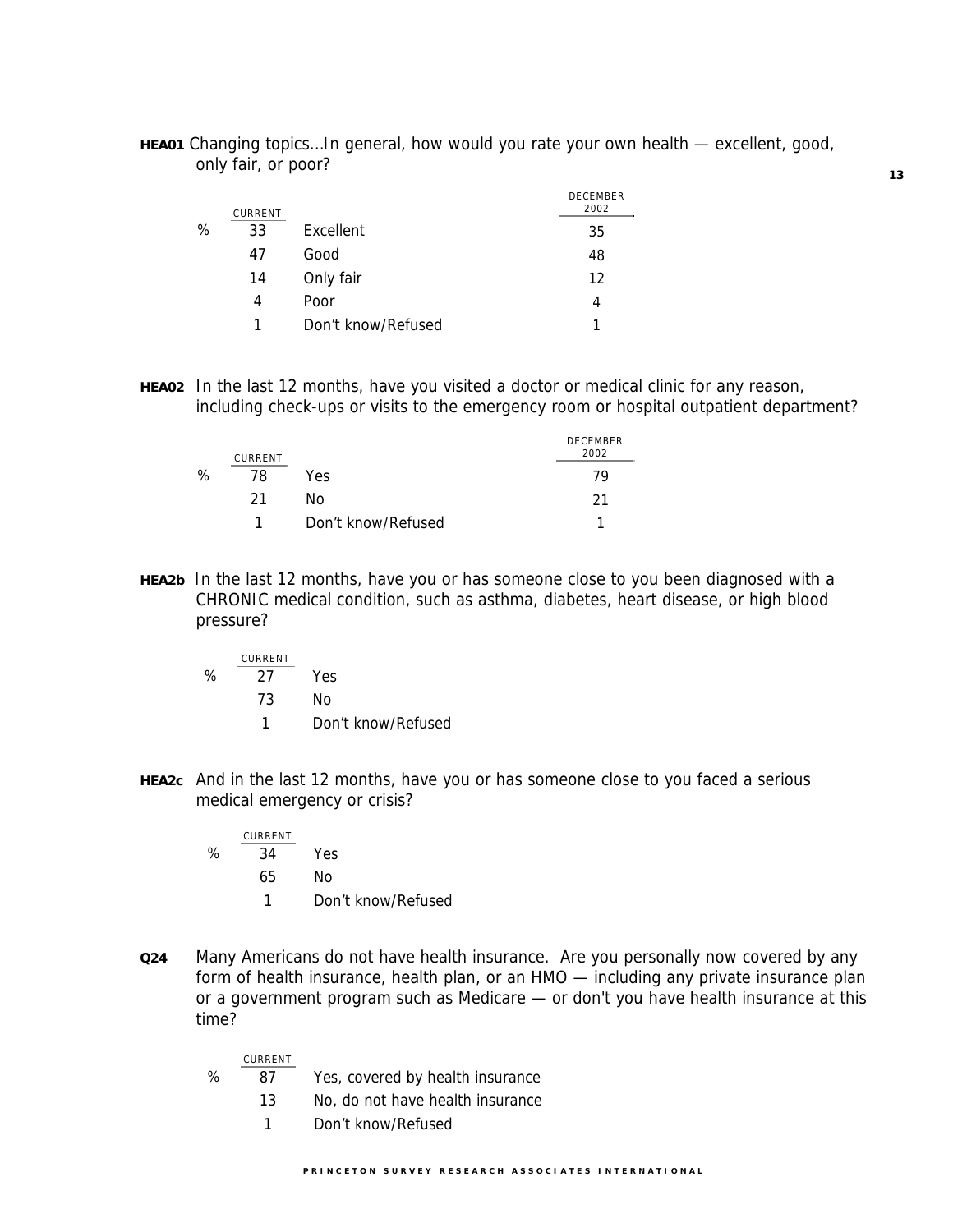**HEA01** Changing topics…In general, how would you rate your own health — excellent, good, only fair, or poor?

| | CURRENT | | DECEMBER 2002 |
|---|---|---|---|
| % | 33 | Excellent | 35 |
| | 47 | Good | 48 |
| | 14 | Only fair | 12 |
| | 4 | Poor | 4 |
| | 1 | Don't know/Refused | 1 |

**HEA02** In the last 12 months, have you visited a doctor or medical clinic for any reason, including check-ups or visits to the emergency room or hospital outpatient department?

| | CURRENT | | DECEMBER 2002 |
|---|---|---|---|
| % | 78 | Yes | 79 |
| | 21 | No | 21 |
| | 1 | Don't know/Refused | 1 |

**HEA2b** In the last 12 months, have you or has someone close to you been diagnosed with a CHRONIC medical condition, such as asthma, diabetes, heart disease, or high blood pressure?

| | CURRENT | |
|---|---|---|
| % | 27 | Yes |
| | 73 | No |
| | 1 | Don't know/Refused |

**HEA2c** And in the last 12 months, have you or has someone close to you faced a serious medical emergency or crisis?

| | CURRENT | |
|---|---|---|
| % | 34 | Yes |
| | 65 | No |
| | 1 | Don't know/Refused |

**Q24** Many Americans do not have health insurance. Are you personally now covered by any form of health insurance, health plan, or an HMO — including any private insurance plan or a government program such as Medicare — or don't you have health insurance at this time?

| | CURRENT | |
|---|---|---|
| % | 87 | Yes, covered by health insurance |
| | 13 | No, do not have health insurance |
| | 1 | Don't know/Refused |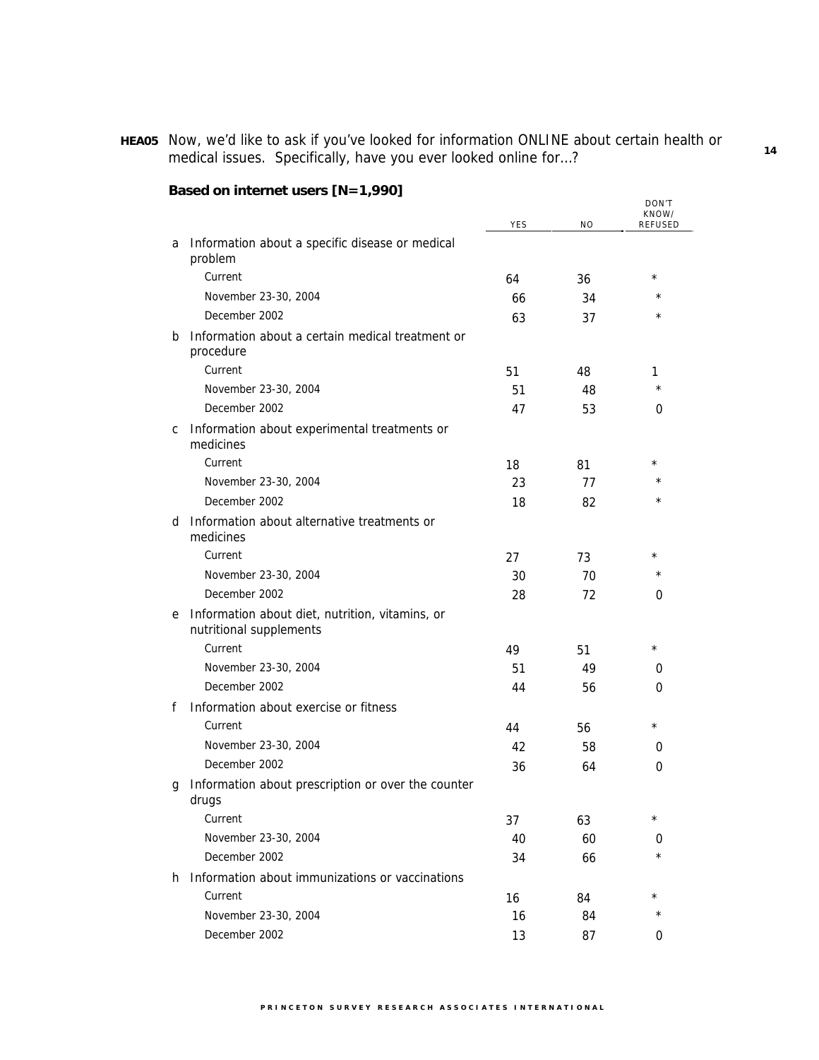**HEA05** Now, we'd like to ask if you've looked for information ONLINE about certain health or medical issues. Specifically, have you ever looked online for...?

**Based on internet users [N=1,990]**

| | | YES | NO | DON'T KNOW/ REFUSED |
|---|---|---|---|---|
| a | Information about a specific disease or medical problem | | | |
| | Current | 64 | 36 | * |
| | November 23-30, 2004 | 66 | 34 | * |
| | December 2002 | 63 | 37 | * |
| b | Information about a certain medical treatment or procedure | | | |
| | Current | 51 | 48 | 1 |
| | November 23-30, 2004 | 51 | 48 | * |
| | December 2002 | 47 | 53 | 0 |
| c | Information about experimental treatments or medicines | | | |
| | Current | 18 | 81 | * |
| | November 23-30, 2004 | 23 | 77 | * |
| | December 2002 | 18 | 82 | * |
| d | Information about alternative treatments or medicines | | | |
| | Current | 27 | 73 | * |
| | November 23-30, 2004 | 30 | 70 | * |
| | December 2002 | 28 | 72 | 0 |
| e | Information about diet, nutrition, vitamins, or nutritional supplements | | | |
| | Current | 49 | 51 | * |
| | November 23-30, 2004 | 51 | 49 | 0 |
| | December 2002 | 44 | 56 | 0 |
| f | Information about exercise or fitness | | | |
| | Current | 44 | 56 | * |
| | November 23-30, 2004 | 42 | 58 | 0 |
| | December 2002 | 36 | 64 | 0 |
| g | Information about prescription or over the counter drugs | | | |
| | Current | 37 | 63 | * |
| | November 23-30, 2004 | 40 | 60 | 0 |
| | December 2002 | 34 | 66 | * |
| h | Information about immunizations or vaccinations | | | |
| | Current | 16 | 84 | * |
| | November 23-30, 2004 | 16 | 84 | * |
| | December 2002 | 13 | 87 | 0 |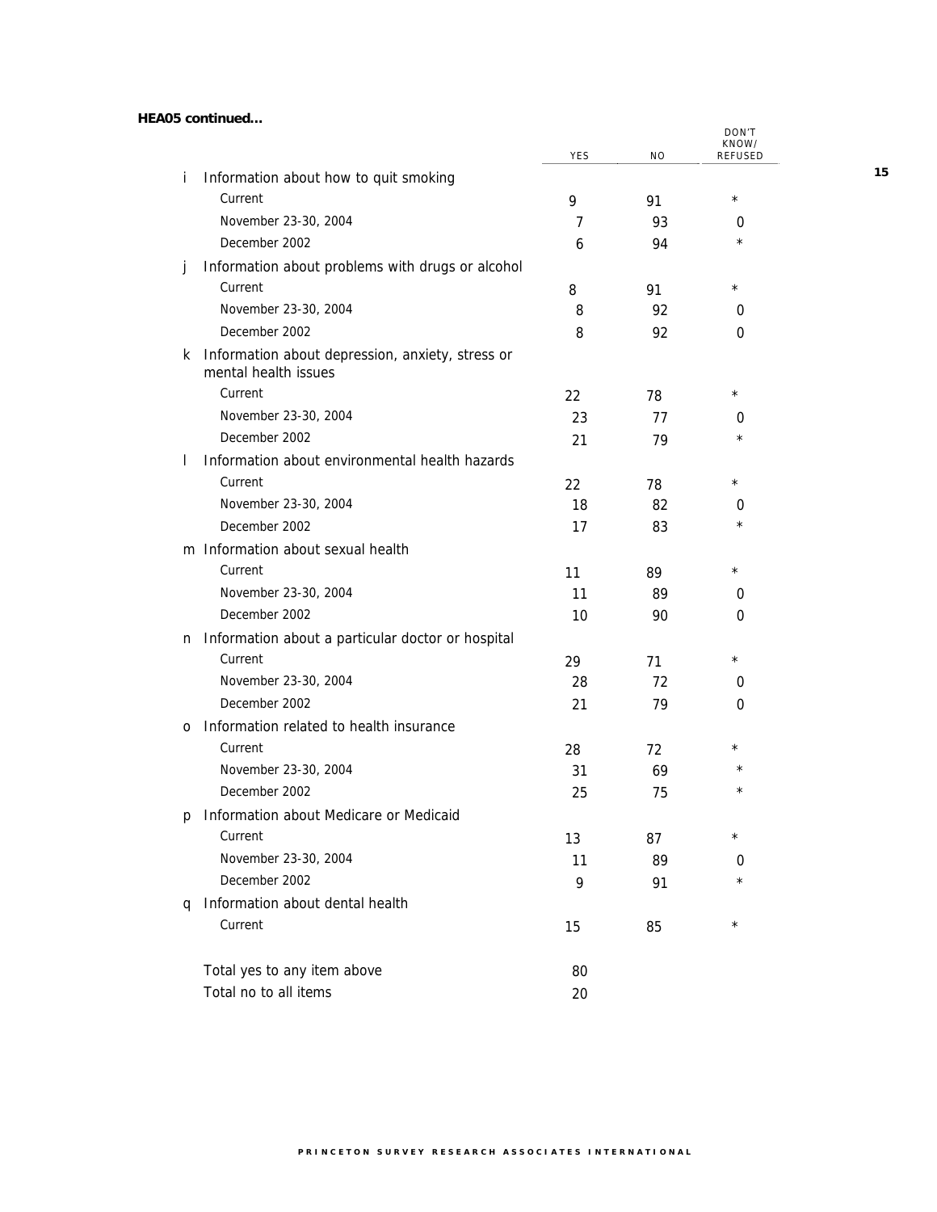**HEA05 continued...**

| | | YES | NO | DON'T KNOW/ REFUSED |
|---|---|---|---|---|
| i | Information about how to quit smoking | | | |
| | Current | 9 | 91 | * |
| | November 23-30, 2004 | 7 | 93 | 0 |
| | December 2002 | 6 | 94 | * |
| j | Information about problems with drugs or alcohol | | | |
| | Current | 8 | 91 | * |
| | November 23-30, 2004 | 8 | 92 | 0 |
| | December 2002 | 8 | 92 | 0 |
| k | Information about depression, anxiety, stress or mental health issues | | | |
| | Current | 22 | 78 | * |
| | November 23-30, 2004 | 23 | 77 | 0 |
| | December 2002 | 21 | 79 | * |
| l | Information about environmental health hazards | | | |
| | Current | 22 | 78 | * |
| | November 23-30, 2004 | 18 | 82 | 0 |
| | December 2002 | 17 | 83 | * |
| m | Information about sexual health | | | |
| | Current | 11 | 89 | * |
| | November 23-30, 2004 | 11 | 89 | 0 |
| | December 2002 | 10 | 90 | 0 |
| n | Information about a particular doctor or hospital | | | |
| | Current | 29 | 71 | * |
| | November 23-30, 2004 | 28 | 72 | 0 |
| | December 2002 | 21 | 79 | 0 |
| o | Information related to health insurance | | | |
| | Current | 28 | 72 | * |
| | November 23-30, 2004 | 31 | 69 | * |
| | December 2002 | 25 | 75 | * |
| p | Information about Medicare or Medicaid | | | |
| | Current | 13 | 87 | * |
| | November 23-30, 2004 | 11 | 89 | 0 |
| | December 2002 | 9 | 91 | * |
| q | Information about dental health | | | |
| | Current | 15 | 85 | * |
| | Total yes to any item above | 80 | | |
| | Total no to all items | 20 | | |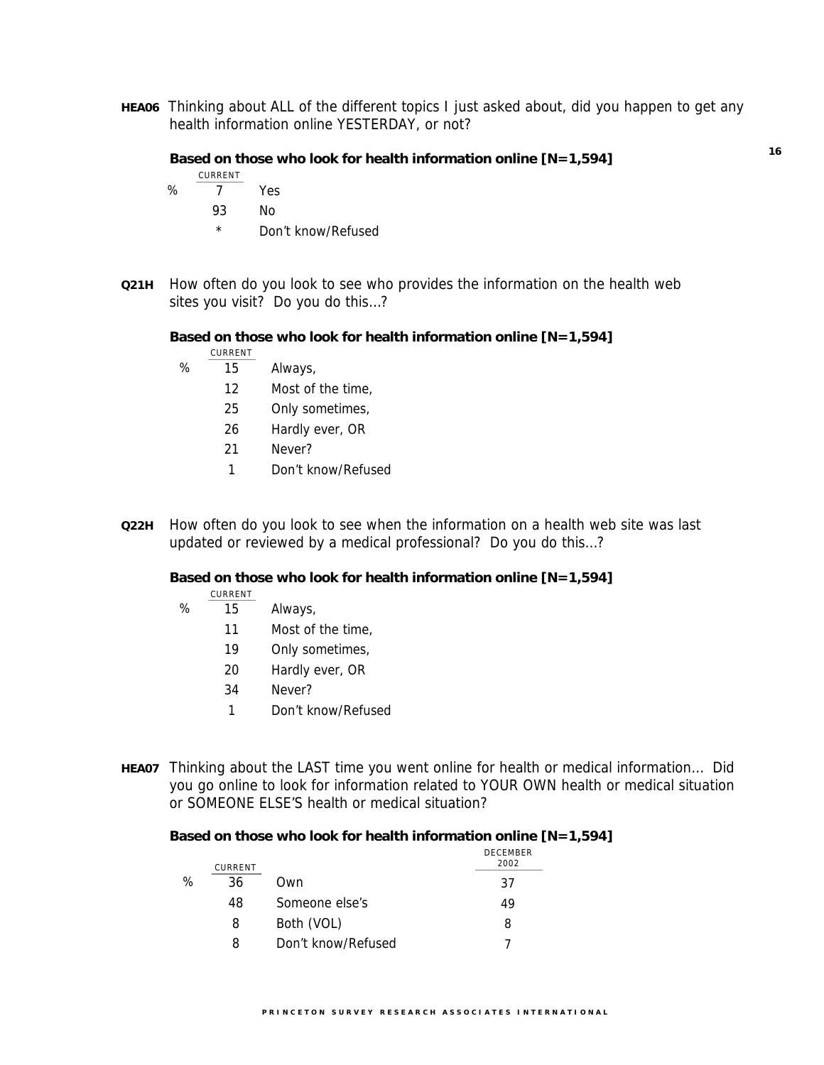**HEA06** Thinking about ALL of the different topics I just asked about, did you happen to get any health information online YESTERDAY, or not?

**Based on those who look for health information online [N=1,594]**

| | CURRENT | |
|---|---|---|
| % | 7 | Yes |
| | 93 | No |
| | * | Don't know/Refused |

**Q21H** How often do you look to see who provides the information on the health web sites you visit? Do you do this…?

**Based on those who look for health information online [N=1,594]**

| | CURRENT | |
|---|---|---|
| % | 15 | Always, |
| | 12 | Most of the time, |
| | 25 | Only sometimes, |
| | 26 | Hardly ever, OR |
| | 21 | Never? |
| | 1 | Don't know/Refused |

**Q22H** How often do you look to see when the information on a health web site was last updated or reviewed by a medical professional? Do you do this…?

**Based on those who look for health information online [N=1,594]**

| | CURRENT | |
|---|---|---|
| % | 15 | Always, |
| | 11 | Most of the time, |
| | 19 | Only sometimes, |
| | 20 | Hardly ever, OR |
| | 34 | Never? |
| | 1 | Don't know/Refused |

**HEA07** Thinking about the LAST time you went online for health or medical information… Did you go online to look for information related to YOUR OWN health or medical situation or SOMEONE ELSE'S health or medical situation?

**Based on those who look for health information online [N=1,594]**

| | CURRENT | | DECEMBER 2002 |
|---|---|---|---|
| % | 36 | Own | 37 |
| | 48 | Someone else's | 49 |
| | 8 | Both (VOL) | 8 |
| | 8 | Don't know/Refused | 7 |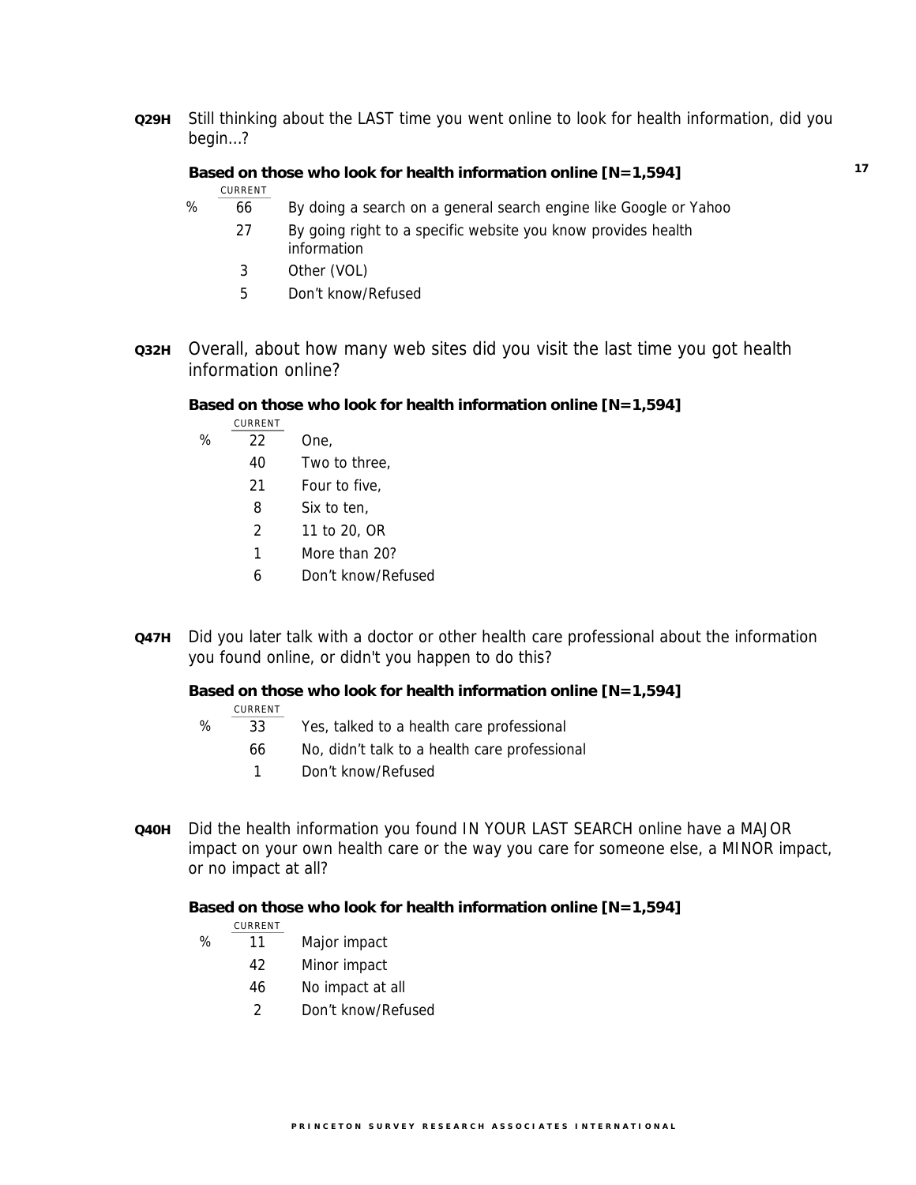**Q29H** Still thinking about the LAST time you went online to look for health information, did you begin...?

**Based on those who look for health information online [N=1,594]**

| | CURRENT | |
|---|---|---|
| % | 66 | By doing a search on a general search engine like Google or Yahoo |
| | 27 | By going right to a specific website you know provides health information |
| | 3 | Other (VOL) |
| | 5 | Don't know/Refused |

**Q32H** Overall, about how many web sites did you visit the last time you got health information online?

**Based on those who look for health information online [N=1,594]**

| | CURRENT | |
|---|---|---|
| % | 22 | One, |
| | 40 | Two to three, |
| | 21 | Four to five, |
| | 8 | Six to ten, |
| | 2 | 11 to 20, OR |
| | 1 | More than 20? |
| | 6 | Don't know/Refused |

**Q47H** Did you later talk with a doctor or other health care professional about the information you found online, or didn't you happen to do this?

**Based on those who look for health information online [N=1,594]**

| | CURRENT | |
|---|---|---|
| % | 33 | Yes, talked to a health care professional |
| | 66 | No, didn't talk to a health care professional |
| | 1 | Don't know/Refused |

**Q40H** Did the health information you found IN YOUR LAST SEARCH online have a MAJOR impact on your own health care or the way you care for someone else, a MINOR impact, or no impact at all?

**Based on those who look for health information online [N=1,594]**

| | CURRENT | |
|---|---|---|
| % | 11 | Major impact |
| | 42 | Minor impact |
| | 46 | No impact at all |
| | 2 | Don't know/Refused |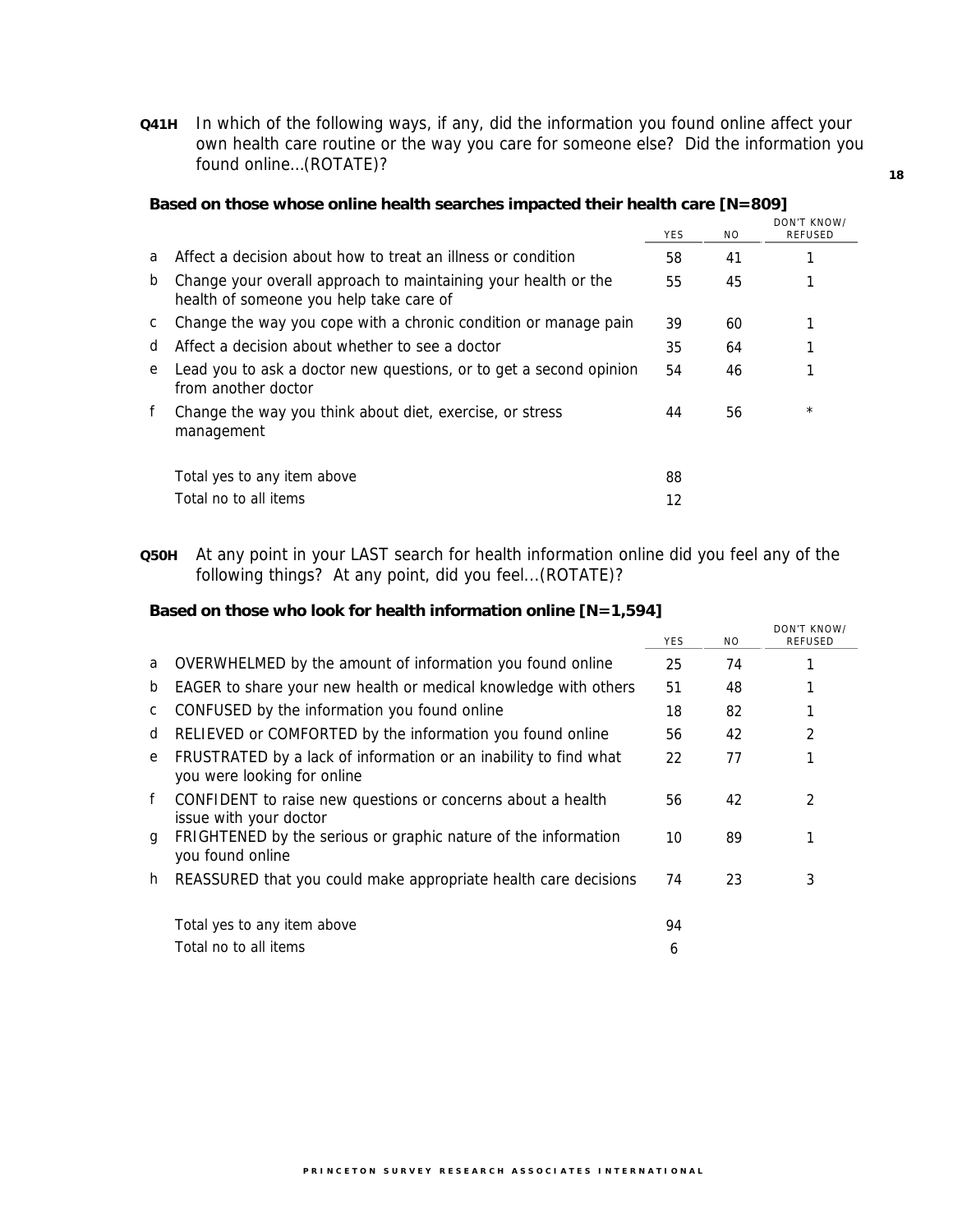**Q41H** In which of the following ways, if any, did the information you found online affect your own health care routine or the way you care for someone else? Did the information you found online...(ROTATE)?

**Based on those whose online health searches impacted their health care [N=809]**

| | | YES | NO | DON'T KNOW/ REFUSED |
|---|---|---|---|---|
| a | Affect a decision about how to treat an illness or condition | 58 | 41 | 1 |
| b | Change your overall approach to maintaining your health or the health of someone you help take care of | 55 | 45 | 1 |
| c | Change the way you cope with a chronic condition or manage pain | 39 | 60 | 1 |
| d | Affect a decision about whether to see a doctor | 35 | 64 | 1 |
| e | Lead you to ask a doctor new questions, or to get a second opinion from another doctor | 54 | 46 | 1 |
| f | Change the way you think about diet, exercise, or stress management | 44 | 56 | * |
| | Total yes to any item above | 88 | | |
| | Total no to all items | 12 | | |

**Q50H** At any point in your LAST search for health information online did you feel any of the following things? At any point, did you feel...(ROTATE)?

**Based on those who look for health information online [N=1,594]**

| | | YES | NO | DON'T KNOW/ REFUSED |
|---|---|---|---|---|
| a | OVERWHELMED by the amount of information you found online | 25 | 74 | 1 |
| b | EAGER to share your new health or medical knowledge with others | 51 | 48 | 1 |
| c | CONFUSED by the information you found online | 18 | 82 | 1 |
| d | RELIEVED or COMFORTED by the information you found online | 56 | 42 | 2 |
| e | FRUSTRATED by a lack of information or an inability to find what you were looking for online | 22 | 77 | 1 |
| f | CONFIDENT to raise new questions or concerns about a health issue with your doctor | 56 | 42 | 2 |
| g | FRIGHTENED by the serious or graphic nature of the information you found online | 10 | 89 | 1 |
| h | REASSURED that you could make appropriate health care decisions | 74 | 23 | 3 |
| | Total yes to any item above | 94 | | |
| | Total no to all items | 6 | | |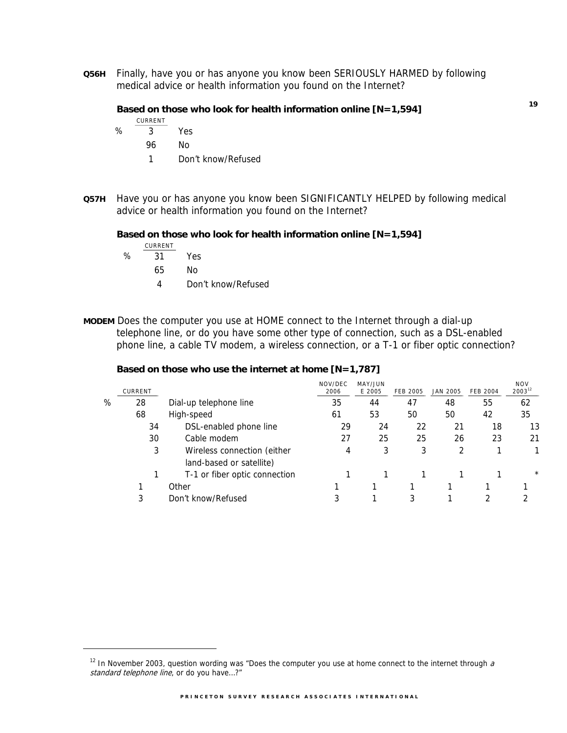**Q56H** Finally, have you or has anyone you know been SERIOUSLY HARMED by following medical advice or health information you found on the Internet?

**Based on those who look for health information online [N=1,594]**

| | CURRENT | |
|---|---|---|
| % | 3 | Yes |
| | 96 | No |
| | 1 | Don't know/Refused |

**Q57H** Have you or has anyone you know been SIGNIFICANTLY HELPED by following medical advice or health information you found on the Internet?

**Based on those who look for health information online [N=1,594]**

| | CURRENT | |
|---|---|---|
| % | 31 | Yes |
| | 65 | No |
| | 4 | Don't know/Refused |

**MODEM** Does the computer you use at HOME connect to the Internet through a dial-up telephone line, or do you have some other type of connection, such as a DSL-enabled phone line, a cable TV modem, a wireless connection, or a T-1 or fiber optic connection?

**Based on those who use the internet at home [N=1,787]**

| | CURRENT | | NOV/DEC 2006 | MAY/JUNE 2005 | FEB 2005 | JAN 2005 | FEB 2004 | NOV 2003[12] |
|---|---|---|---|---|---|---|---|---|
| % | 28 | Dial-up telephone line | 35 | 44 | 47 | 48 | 55 | 62 |
| | 68 | High-speed | 61 | 53 | 50 | 50 | 42 | 35 |
| | 34 | DSL-enabled phone line | 29 | 24 | 22 | 21 | 18 | 13 |
| | 30 | Cable modem | 27 | 25 | 25 | 26 | 23 | 21 |
| | 3 | Wireless connection (either land-based or satellite) | 4 | 3 | 3 | 2 | 1 | 1 |
| | 1 | T-1 or fiber optic connection | 1 | 1 | 1 | 1 | 1 | * |
| | 1 | Other | 1 | 1 | 1 | 1 | 1 | 1 |
| | 3 | Don't know/Refused | 3 | 1 | 3 | 1 | 2 | 2 |

[12] In November 2003, question wording was "Does the computer you use at home connect to the internet through *a standard telephone line*, or do you have…?"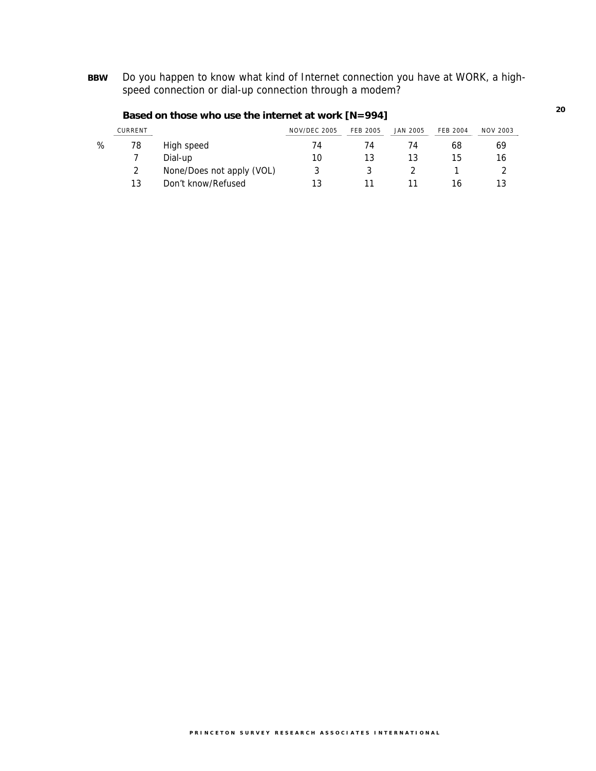**BBW** Do you happen to know what kind of Internet connection you have at WORK, a high-speed connection or dial-up connection through a modem?

**Based on those who use the internet at work [N=994]**

| | CURRENT | | NOV/DEC 2005 | FEB 2005 | JAN 2005 | FEB 2004 | NOV 2003 |
|---|---|---|---|---|---|---|---|
| % | 78 | High speed | 74 | 74 | 74 | 68 | 69 |
| | 7 | Dial-up | 10 | 13 | 13 | 15 | 16 |
| | 2 | None/Does not apply (VOL) | 3 | 3 | 2 | 1 | 2 |
| | 13 | Don't know/Refused | 13 | 11 | 11 | 16 | 13 |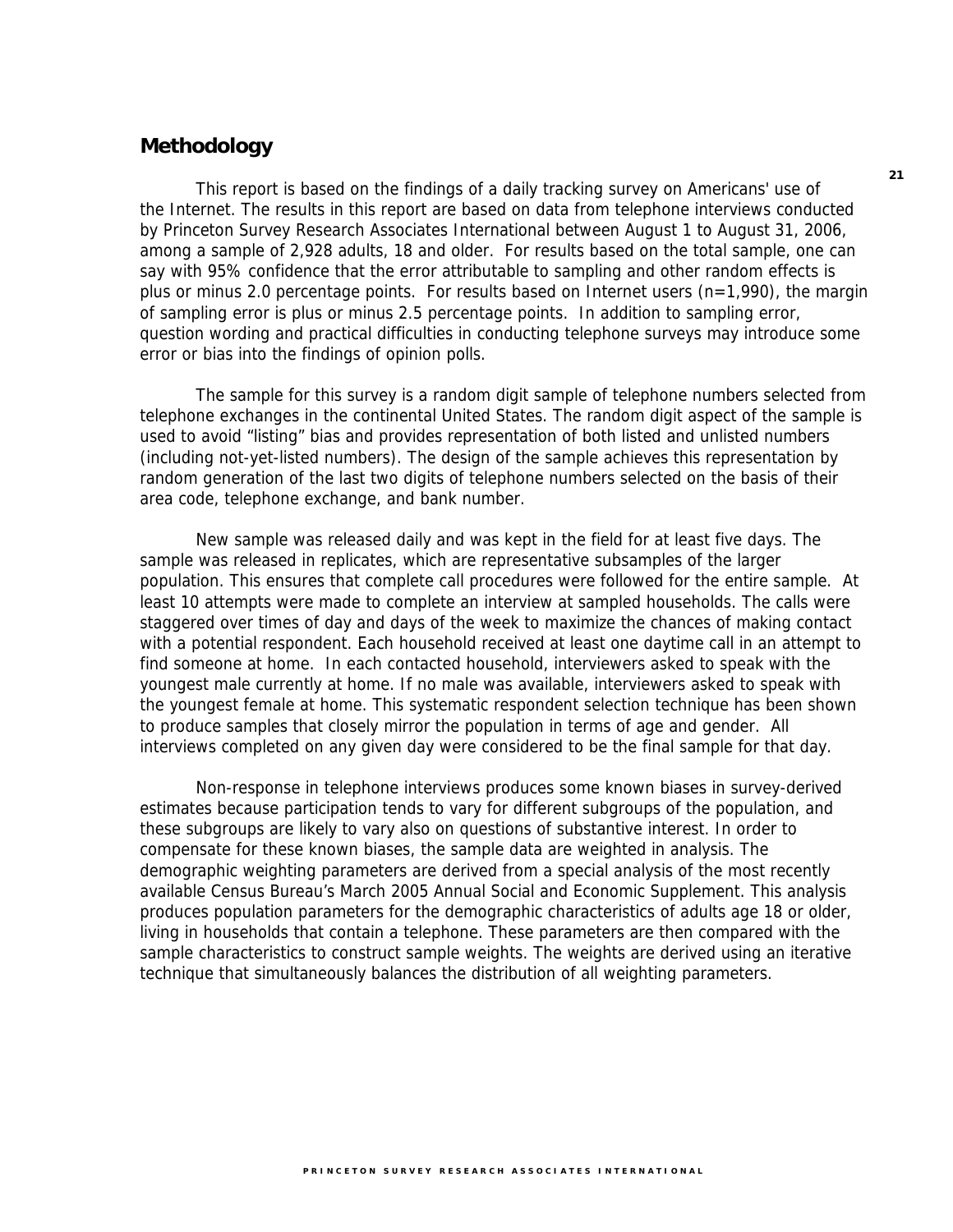## Methodology

This report is based on the findings of a daily tracking survey on Americans' use of the Internet. The results in this report are based on data from telephone interviews conducted by Princeton Survey Research Associates International between August 1 to August 31, 2006, among a sample of 2,928 adults, 18 and older. For results based on the total sample, one can say with 95% confidence that the error attributable to sampling and other random effects is plus or minus 2.0 percentage points. For results based on Internet users (n=1,990), the margin of sampling error is plus or minus 2.5 percentage points. In addition to sampling error, question wording and practical difficulties in conducting telephone surveys may introduce some error or bias into the findings of opinion polls.

The sample for this survey is a random digit sample of telephone numbers selected from telephone exchanges in the continental United States. The random digit aspect of the sample is used to avoid "listing" bias and provides representation of both listed and unlisted numbers (including not-yet-listed numbers). The design of the sample achieves this representation by random generation of the last two digits of telephone numbers selected on the basis of their area code, telephone exchange, and bank number.

New sample was released daily and was kept in the field for at least five days. The sample was released in replicates, which are representative subsamples of the larger population. This ensures that complete call procedures were followed for the entire sample. At least 10 attempts were made to complete an interview at sampled households. The calls were staggered over times of day and days of the week to maximize the chances of making contact with a potential respondent. Each household received at least one daytime call in an attempt to find someone at home. In each contacted household, interviewers asked to speak with the youngest male currently at home. If no male was available, interviewers asked to speak with the youngest female at home. This systematic respondent selection technique has been shown to produce samples that closely mirror the population in terms of age and gender. All interviews completed on any given day were considered to be the final sample for that day.

Non-response in telephone interviews produces some known biases in survey-derived estimates because participation tends to vary for different subgroups of the population, and these subgroups are likely to vary also on questions of substantive interest. In order to compensate for these known biases, the sample data are weighted in analysis. The demographic weighting parameters are derived from a special analysis of the most recently available Census Bureau's March 2005 Annual Social and Economic Supplement. This analysis produces population parameters for the demographic characteristics of adults age 18 or older, living in households that contain a telephone. These parameters are then compared with the sample characteristics to construct sample weights. The weights are derived using an iterative technique that simultaneously balances the distribution of all weighting parameters.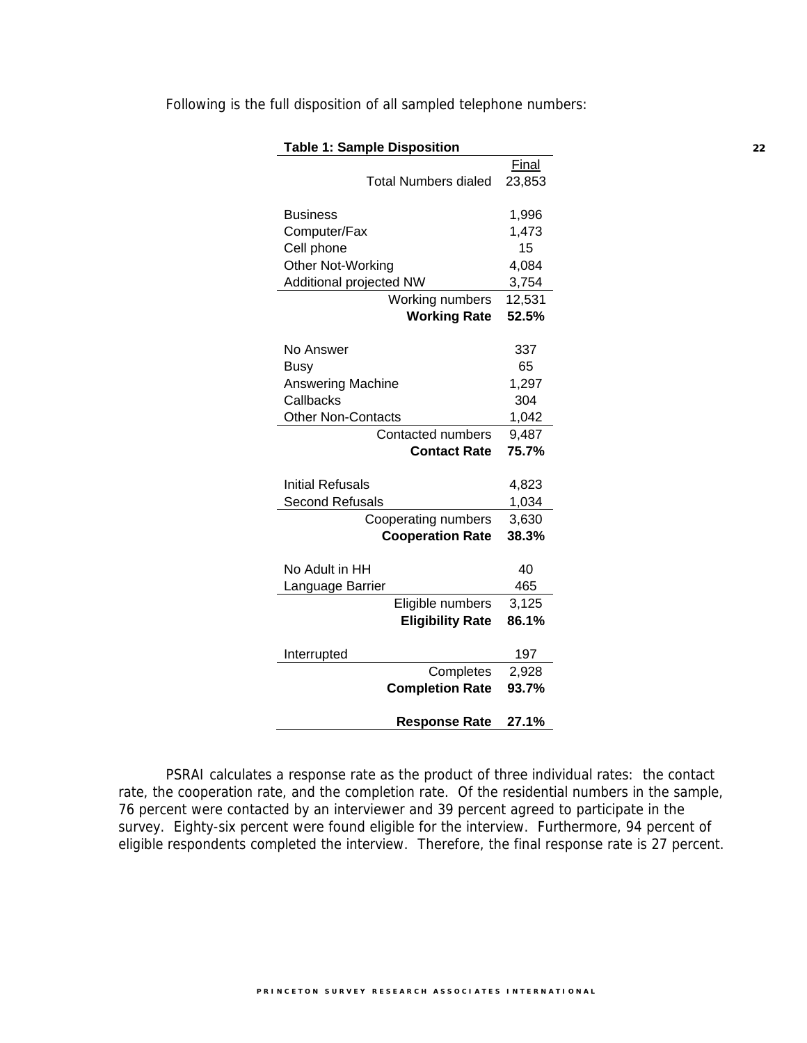Following is the full disposition of all sampled telephone numbers:

**Table 1: Sample Disposition**

| | Final |
|---|---|
| Total Numbers dialed | 23,853 |
| | |
| Business | 1,996 |
| Computer/Fax | 1,473 |
| Cell phone | 15 |
| Other Not-Working | 4,084 |
| Additional projected NW | 3,754 |
| Working numbers | 12,531 |
| **Working Rate** | **52.5%** |
| | |
| No Answer | 337 |
| Busy | 65 |
| Answering Machine | 1,297 |
| Callbacks | 304 |
| Other Non-Contacts | 1,042 |
| Contacted numbers | 9,487 |
| **Contact Rate** | **75.7%** |
| | |
| Initial Refusals | 4,823 |
| Second Refusals | 1,034 |
| Cooperating numbers | 3,630 |
| **Cooperation Rate** | **38.3%** |
| | |
| No Adult in HH | 40 |
| Language Barrier | 465 |
| Eligible numbers | 3,125 |
| **Eligibility Rate** | **86.1%** |
| | |
| Interrupted | 197 |
| Completes | 2,928 |
| **Completion Rate** | **93.7%** |
| | |
| **Response Rate** | **27.1%** |

PSRAI calculates a response rate as the product of three individual rates: the contact rate, the cooperation rate, and the completion rate. Of the residential numbers in the sample, 76 percent were contacted by an interviewer and 39 percent agreed to participate in the survey. Eighty-six percent were found eligible for the interview. Furthermore, 94 percent of eligible respondents completed the interview. Therefore, the final response rate is 27 percent.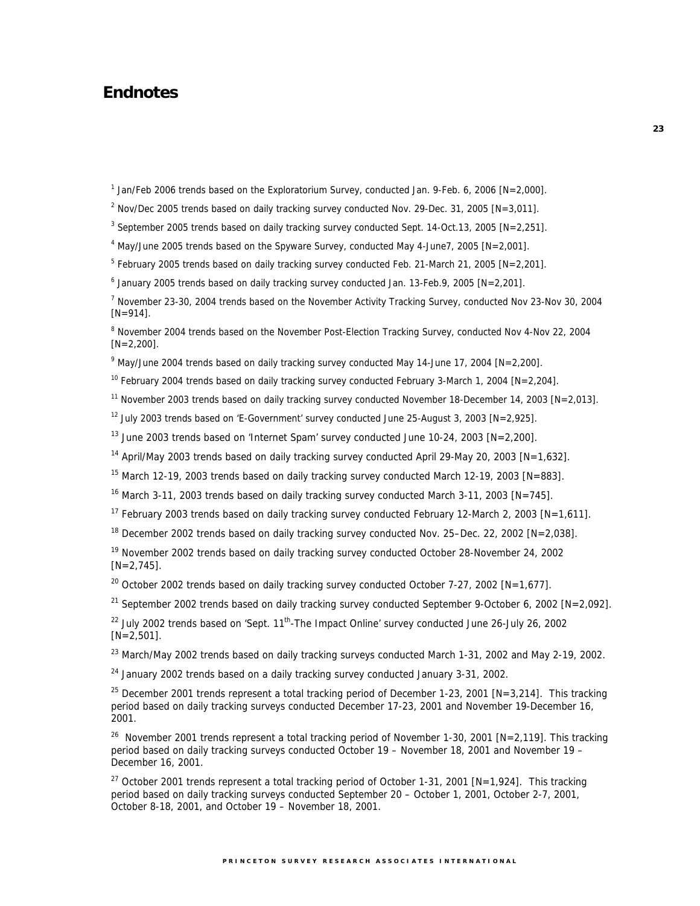# Endnotes

[1] Jan/Feb 2006 trends based on the Exploratorium Survey, conducted Jan. 9-Feb. 6, 2006 [N=2,000].

[2] Nov/Dec 2005 trends based on daily tracking survey conducted Nov. 29-Dec. 31, 2005 [N=3,011].

[3] September 2005 trends based on daily tracking survey conducted Sept. 14-Oct.13, 2005 [N=2,251].

[4] May/June 2005 trends based on the Spyware Survey, conducted May 4-June7, 2005 [N=2,001].

[5] February 2005 trends based on daily tracking survey conducted Feb. 21-March 21, 2005 [N=2,201].

[6] January 2005 trends based on daily tracking survey conducted Jan. 13-Feb.9, 2005 [N=2,201].

[7] November 23-30, 2004 trends based on the November Activity Tracking Survey, conducted Nov 23-Nov 30, 2004 [N=914].

[8] November 2004 trends based on the November Post-Election Tracking Survey, conducted Nov 4-Nov 22, 2004 [N=2,200].

[9] May/June 2004 trends based on daily tracking survey conducted May 14-June 17, 2004 [N=2,200].

[10] February 2004 trends based on daily tracking survey conducted February 3-March 1, 2004 [N=2,204].

[11] November 2003 trends based on daily tracking survey conducted November 18-December 14, 2003 [N=2,013].

[12] July 2003 trends based on 'E-Government' survey conducted June 25-August 3, 2003 [N=2,925].

[13] June 2003 trends based on 'Internet Spam' survey conducted June 10-24, 2003 [N=2,200].

[14] April/May 2003 trends based on daily tracking survey conducted April 29-May 20, 2003 [N=1,632].

[15] March 12-19, 2003 trends based on daily tracking survey conducted March 12-19, 2003 [N=883].

[16] March 3-11, 2003 trends based on daily tracking survey conducted March 3-11, 2003 [N=745].

[17] February 2003 trends based on daily tracking survey conducted February 12-March 2, 2003 [N=1,611].

[18] December 2002 trends based on daily tracking survey conducted Nov. 25–Dec. 22, 2002 [N=2,038].

[19] November 2002 trends based on daily tracking survey conducted October 28-November 24, 2002 [N=2,745].

[20] October 2002 trends based on daily tracking survey conducted October 7-27, 2002 [N=1,677].

[21] September 2002 trends based on daily tracking survey conducted September 9-October 6, 2002 [N=2,092].

[22] July 2002 trends based on 'Sept. 11th-The Impact Online' survey conducted June 26-July 26, 2002 [N=2,501].

[23] March/May 2002 trends based on daily tracking surveys conducted March 1-31, 2002 and May 2-19, 2002.

[24] January 2002 trends based on a daily tracking survey conducted January 3-31, 2002.

[25] December 2001 trends represent a total tracking period of December 1-23, 2001 [N=3,214]. This tracking period based on daily tracking surveys conducted December 17-23, 2001 and November 19-December 16, 2001.

[26] November 2001 trends represent a total tracking period of November 1-30, 2001 [N=2,119]. This tracking period based on daily tracking surveys conducted October 19 – November 18, 2001 and November 19 – December 16, 2001.

[27] October 2001 trends represent a total tracking period of October 1-31, 2001 [N=1,924]. This tracking period based on daily tracking surveys conducted September 20 – October 1, 2001, October 2-7, 2001, October 8-18, 2001, and October 19 – November 18, 2001.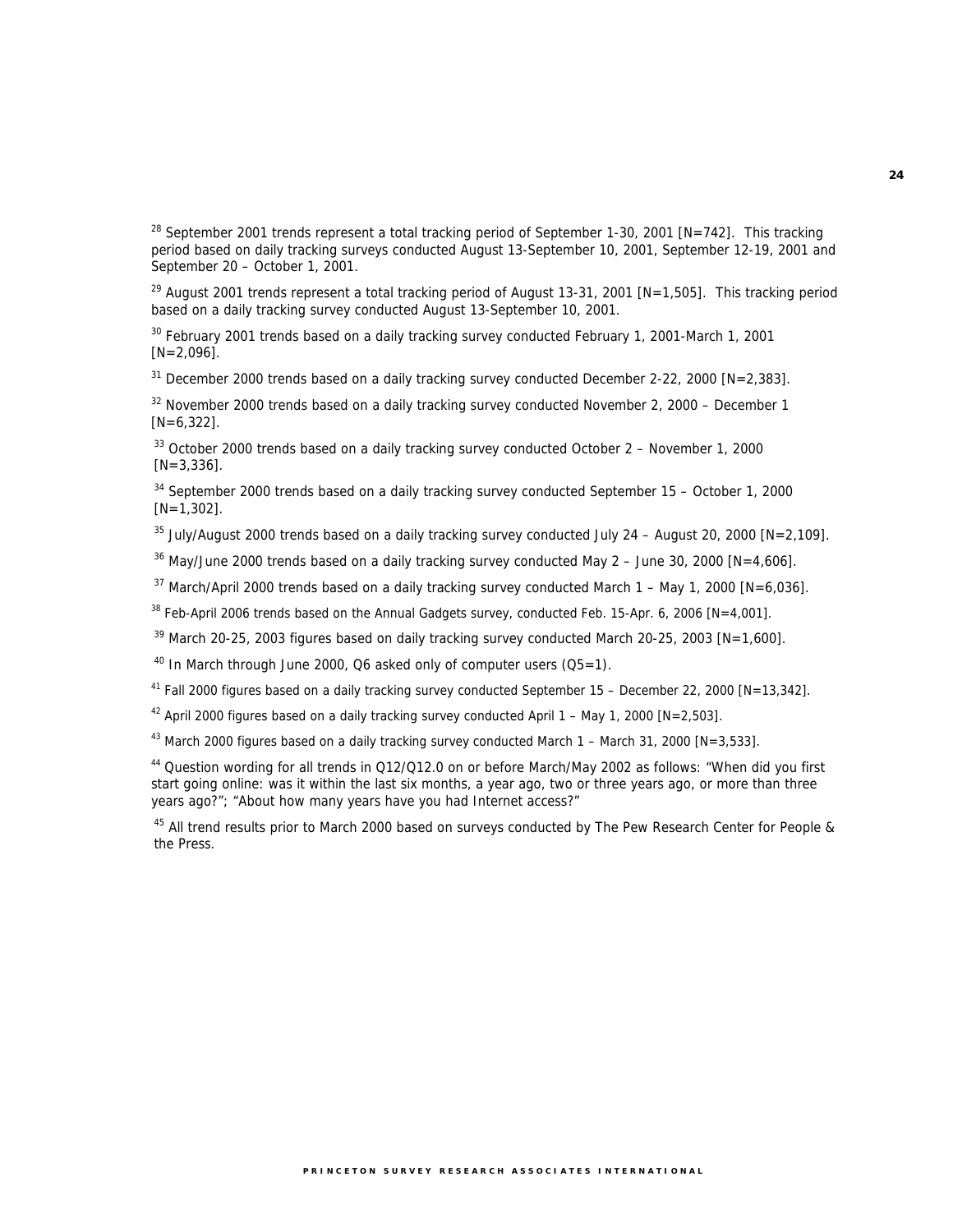[28] September 2001 trends represent a total tracking period of September 1-30, 2001 [N=742]. This tracking period based on daily tracking surveys conducted August 13-September 10, 2001, September 12-19, 2001 and September 20 – October 1, 2001.

[29] August 2001 trends represent a total tracking period of August 13-31, 2001 [N=1,505]. This tracking period based on a daily tracking survey conducted August 13-September 10, 2001.

[30] February 2001 trends based on a daily tracking survey conducted February 1, 2001-March 1, 2001 [N=2,096].

[31] December 2000 trends based on a daily tracking survey conducted December 2-22, 2000 [N=2,383].

[32] November 2000 trends based on a daily tracking survey conducted November 2, 2000 – December 1 [N=6,322].

[33] October 2000 trends based on a daily tracking survey conducted October 2 – November 1, 2000 [N=3,336].

[34] September 2000 trends based on a daily tracking survey conducted September 15 – October 1, 2000 [N=1,302].

[35] July/August 2000 trends based on a daily tracking survey conducted July 24 – August 20, 2000 [N=2,109].

[36] May/June 2000 trends based on a daily tracking survey conducted May 2 – June 30, 2000 [N=4,606].

[37] March/April 2000 trends based on a daily tracking survey conducted March 1 – May 1, 2000 [N=6,036].

[38] Feb-April 2006 trends based on the Annual Gadgets survey, conducted Feb. 15-Apr. 6, 2006 [N=4,001].

[39] March 20-25, 2003 figures based on daily tracking survey conducted March 20-25, 2003 [N=1,600].

[40] In March through June 2000, Q6 asked only of computer users (Q5=1).

[41] Fall 2000 figures based on a daily tracking survey conducted September 15 – December 22, 2000 [N=13,342].

[42] April 2000 figures based on a daily tracking survey conducted April 1 – May 1, 2000 [N=2,503].

[43] March 2000 figures based on a daily tracking survey conducted March 1 – March 31, 2000 [N=3,533].

[44] Question wording for all trends in Q12/Q12.0 on or before March/May 2002 as follows: "When did you first start going online: was it within the last six months, a year ago, two or three years ago, or more than three years ago?"; "About how many years have you had Internet access?"

[45] All trend results prior to March 2000 based on surveys conducted by The Pew Research Center for People & the Press.